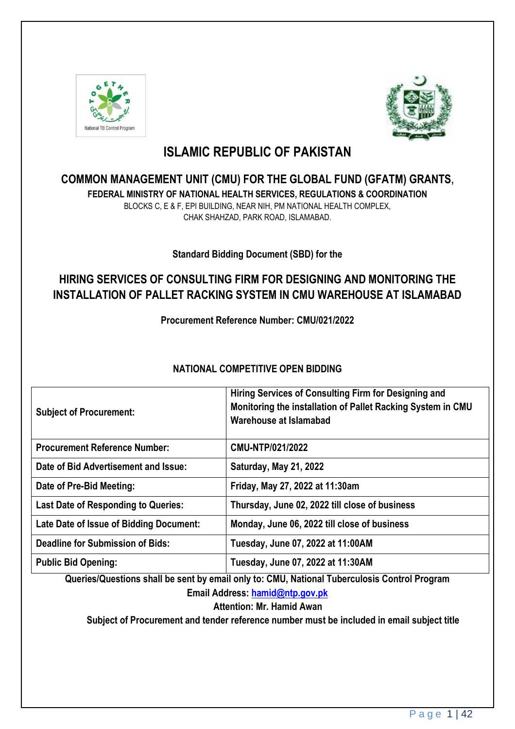# ISLAMIC REPUBLIC OF PAKISTAN

## COMMON MANAGEMENT UNIT (CMU) FOR THE GLOBAL FUND (GFATM) GRANTS,

**FEDERAL MINISTRY OF NATIONAL HEALTH SERVICES, REGULATIONS & COORDINATION**

BLOCKS C, E & F, EPI BUILDING, NEAR NIH, PM NATIONAL HEALTH COMPLEX,
CHAK SHAHZAD, PARK ROAD, ISLAMABAD.

**Standard Bidding Document (SBD) for the**

## HIRING SERVICES OF CONSULTING FIRM FOR DESIGNING AND MONITORING THE INSTALLATION OF PALLET RACKING SYSTEM IN CMU WAREHOUSE AT ISLAMABAD

**Procurement Reference Number: CMU/021/2022**

**NATIONAL COMPETITIVE OPEN BIDDING**

| | |
|---|---|
| **Subject of Procurement:** | **Hiring Services of Consulting Firm for Designing and Monitoring the installation of Pallet Racking System in CMU Warehouse at Islamabad** |
| **Procurement Reference Number:** | **CMU-NTP/021/2022** |
| **Date of Bid Advertisement and Issue:** | **Saturday, May 21, 2022** |
| **Date of Pre-Bid Meeting:** | **Friday, May 27, 2022 at 11:30am** |
| **Last Date of Responding to Queries:** | **Thursday, June 02, 2022 till close of business** |
| **Late Date of Issue of Bidding Document:** | **Monday, June 06, 2022 till close of business** |
| **Deadline for Submission of Bids:** | **Tuesday, June 07, 2022 at 11:00AM** |
| **Public Bid Opening:** | **Tuesday, June 07, 2022 at 11:30AM** |

**Queries/Questions shall be sent by email only to: CMU, National Tuberculosis Control Program**

**Email Address: hamid@ntp.gov.pk**

**Attention: Mr. Hamid Awan**

**Subject of Procurement and tender reference number must be included in email subject title**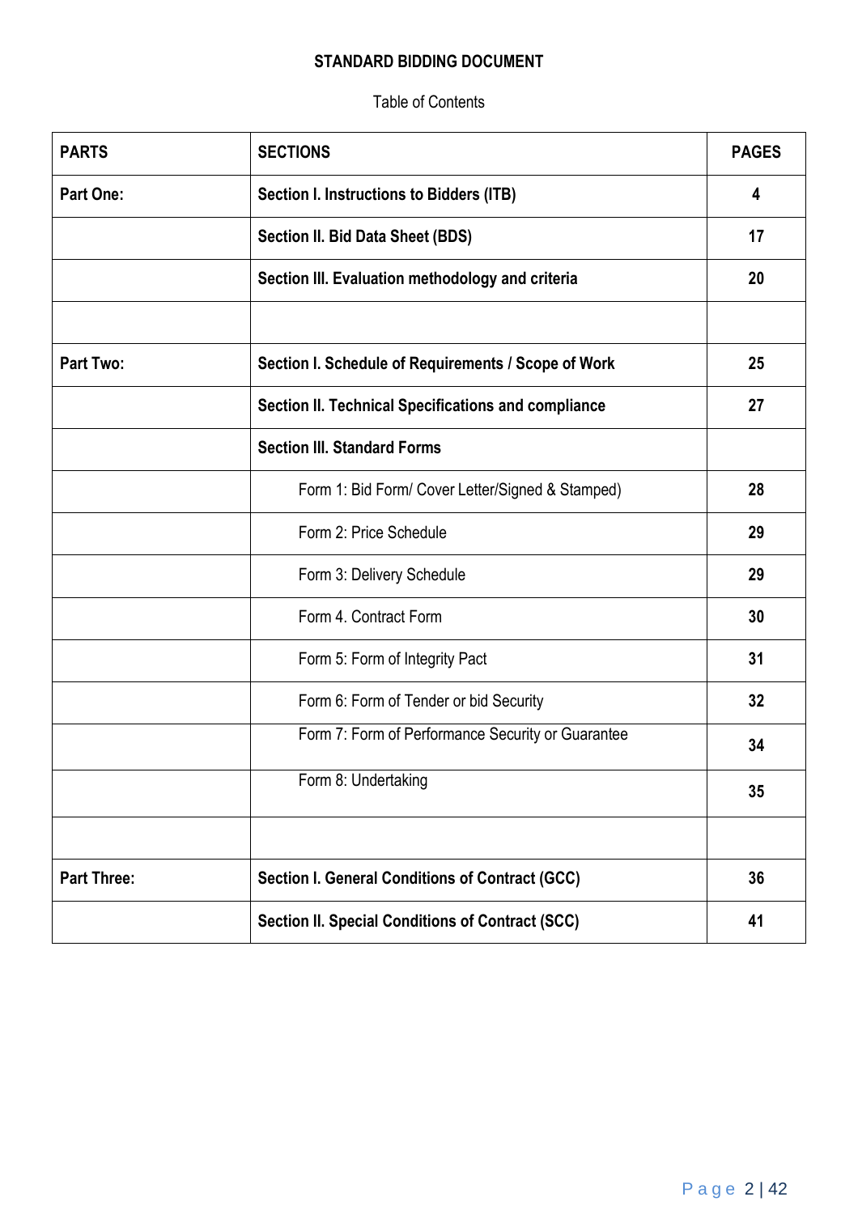**STANDARD BIDDING DOCUMENT**

Table of Contents

| **PARTS** | **SECTIONS** | **PAGES** |
|---|---|---|
| **Part One:** | **Section I. Instructions to Bidders (ITB)** | **4** |
| | **Section II. Bid Data Sheet (BDS)** | **17** |
| | **Section III. Evaluation methodology and criteria** | **20** |
| | | |
| **Part Two:** | **Section I. Schedule of Requirements / Scope of Work** | **25** |
| | **Section II. Technical Specifications and compliance** | **27** |
| | **Section III. Standard Forms** | |
| | Form 1: Bid Form/ Cover Letter/Signed & Stamped) | **28** |
| | Form 2: Price Schedule | **29** |
| | Form 3: Delivery Schedule | **29** |
| | Form 4. Contract Form | **30** |
| | Form 5: Form of Integrity Pact | **31** |
| | Form 6: Form of Tender or bid Security | **32** |
| | Form 7: Form of Performance Security or Guarantee | **34** |
| | Form 8: Undertaking | **35** |
| | | |
| **Part Three:** | **Section I. General Conditions of Contract (GCC)** | **36** |
| | **Section II. Special Conditions of Contract (SCC)** | **41** |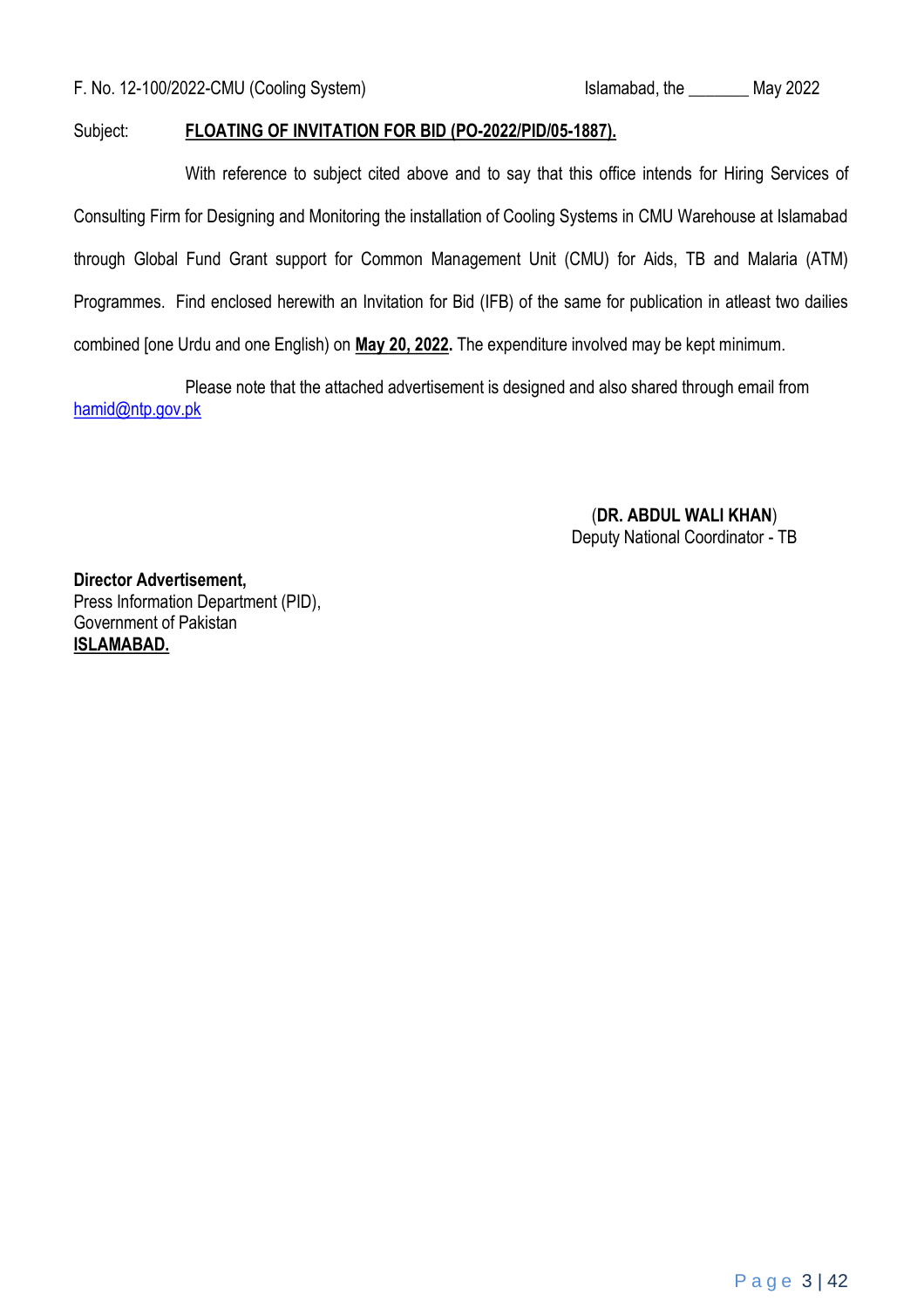F. No. 12-100/2022-CMU (Cooling System) Islamabad, the _______ May 2022

Subject: **FLOATING OF INVITATION FOR BID (PO-2022/PID/05-1887).**

With reference to subject cited above and to say that this office intends for Hiring Services of Consulting Firm for Designing and Monitoring the installation of Cooling Systems in CMU Warehouse at Islamabad through Global Fund Grant support for Common Management Unit (CMU) for Aids, TB and Malaria (ATM) Programmes. Find enclosed herewith an Invitation for Bid (IFB) of the same for publication in atleast two dailies combined [one Urdu and one English) on **May 20, 2022.** The expenditure involved may be kept minimum.

Please note that the attached advertisement is designed and also shared through email from hamid@ntp.gov.pk

(**DR. ABDUL WALI KHAN**)
Deputy National Coordinator - TB

**Director Advertisement,**
Press Information Department (PID),
Government of Pakistan
**ISLAMABAD.**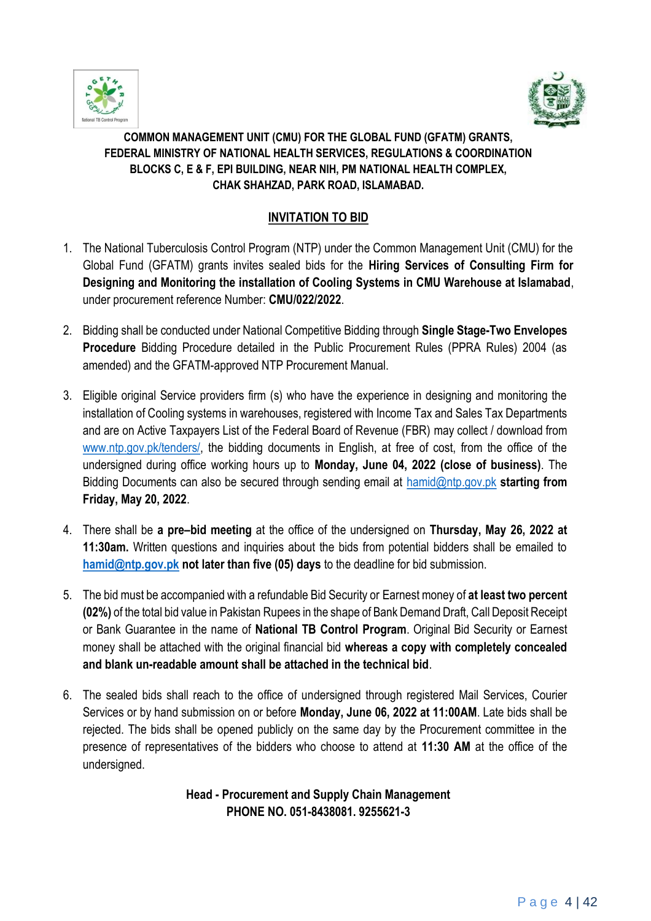**COMMON MANAGEMENT UNIT (CMU) FOR THE GLOBAL FUND (GFATM) GRANTS,**
**FEDERAL MINISTRY OF NATIONAL HEALTH SERVICES, REGULATIONS & COORDINATION**
**BLOCKS C, E & F, EPI BUILDING, NEAR NIH, PM NATIONAL HEALTH COMPLEX,**
**CHAK SHAHZAD, PARK ROAD, ISLAMABAD.**

## INVITATION TO BID

1. The National Tuberculosis Control Program (NTP) under the Common Management Unit (CMU) for the Global Fund (GFATM) grants invites sealed bids for the **Hiring Services of Consulting Firm for Designing and Monitoring the installation of Cooling Systems in CMU Warehouse at Islamabad**, under procurement reference Number: **CMU/022/2022**.

2. Bidding shall be conducted under National Competitive Bidding through **Single Stage-Two Envelopes Procedure** Bidding Procedure detailed in the Public Procurement Rules (PPRA Rules) 2004 (as amended) and the GFATM-approved NTP Procurement Manual.

3. Eligible original Service providers firm (s) who have the experience in designing and monitoring the installation of Cooling systems in warehouses, registered with Income Tax and Sales Tax Departments and are on Active Taxpayers List of the Federal Board of Revenue (FBR) may collect / download from www.ntp.gov.pk/tenders/, the bidding documents in English, at free of cost, from the office of the undersigned during office working hours up to **Monday, June 04, 2022 (close of business)**. The Bidding Documents can also be secured through sending email at hamid@ntp.gov.pk **starting from Friday, May 20, 2022**.

4. There shall be **a pre–bid meeting** at the office of the undersigned on **Thursday, May 26, 2022 at 11:30am.** Written questions and inquiries about the bids from potential bidders shall be emailed to **hamid@ntp.gov.pk not later than five (05) days** to the deadline for bid submission.

5. The bid must be accompanied with a refundable Bid Security or Earnest money of **at least two percent (02%)** of the total bid value in Pakistan Rupees in the shape of Bank Demand Draft, Call Deposit Receipt or Bank Guarantee in the name of **National TB Control Program**. Original Bid Security or Earnest money shall be attached with the original financial bid **whereas a copy with completely concealed and blank un-readable amount shall be attached in the technical bid**.

6. The sealed bids shall reach to the office of undersigned through registered Mail Services, Courier Services or by hand submission on or before **Monday, June 06, 2022 at 11:00AM**. Late bids shall be rejected. The bids shall be opened publicly on the same day by the Procurement committee in the presence of representatives of the bidders who choose to attend at **11:30 AM** at the office of the undersigned.

**Head - Procurement and Supply Chain Management**
**PHONE NO. 051-8438081. 9255621-3**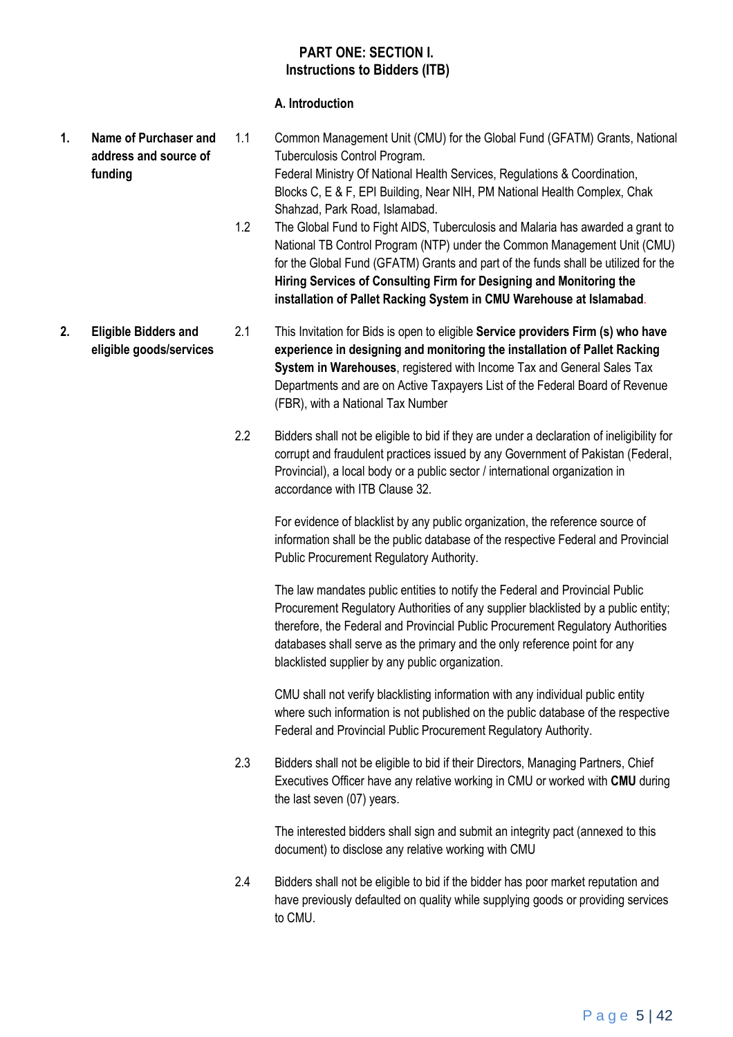## PART ONE: SECTION I.
## Instructions to Bidders (ITB)

### A. Introduction

**1. Name of Purchaser and address and source of funding**

1.1 Common Management Unit (CMU) for the Global Fund (GFATM) Grants, National Tuberculosis Control Program.
Federal Ministry Of National Health Services, Regulations & Coordination, Blocks C, E & F, EPI Building, Near NIH, PM National Health Complex, Chak Shahzad, Park Road, Islamabad.

1.2 The Global Fund to Fight AIDS, Tuberculosis and Malaria has awarded a grant to National TB Control Program (NTP) under the Common Management Unit (CMU) for the Global Fund (GFATM) Grants and part of the funds shall be utilized for the **Hiring Services of Consulting Firm for Designing and Monitoring the installation of Pallet Racking System in CMU Warehouse at Islamabad**.

**2. Eligible Bidders and eligible goods/services**

2.1 This Invitation for Bids is open to eligible **Service providers Firm (s) who have experience in designing and monitoring the installation of Pallet Racking System in Warehouses**, registered with Income Tax and General Sales Tax Departments and are on Active Taxpayers List of the Federal Board of Revenue (FBR), with a National Tax Number

2.2 Bidders shall not be eligible to bid if they are under a declaration of ineligibility for corrupt and fraudulent practices issued by any Government of Pakistan (Federal, Provincial), a local body or a public sector / international organization in accordance with ITB Clause 32.

For evidence of blacklist by any public organization, the reference source of information shall be the public database of the respective Federal and Provincial Public Procurement Regulatory Authority.

The law mandates public entities to notify the Federal and Provincial Public Procurement Regulatory Authorities of any supplier blacklisted by a public entity; therefore, the Federal and Provincial Public Procurement Regulatory Authorities databases shall serve as the primary and the only reference point for any blacklisted supplier by any public organization.

CMU shall not verify blacklisting information with any individual public entity where such information is not published on the public database of the respective Federal and Provincial Public Procurement Regulatory Authority.

2.3 Bidders shall not be eligible to bid if their Directors, Managing Partners, Chief Executives Officer have any relative working in CMU or worked with **CMU** during the last seven (07) years.

The interested bidders shall sign and submit an integrity pact (annexed to this document) to disclose any relative working with CMU

2.4 Bidders shall not be eligible to bid if the bidder has poor market reputation and have previously defaulted on quality while supplying goods or providing services to CMU.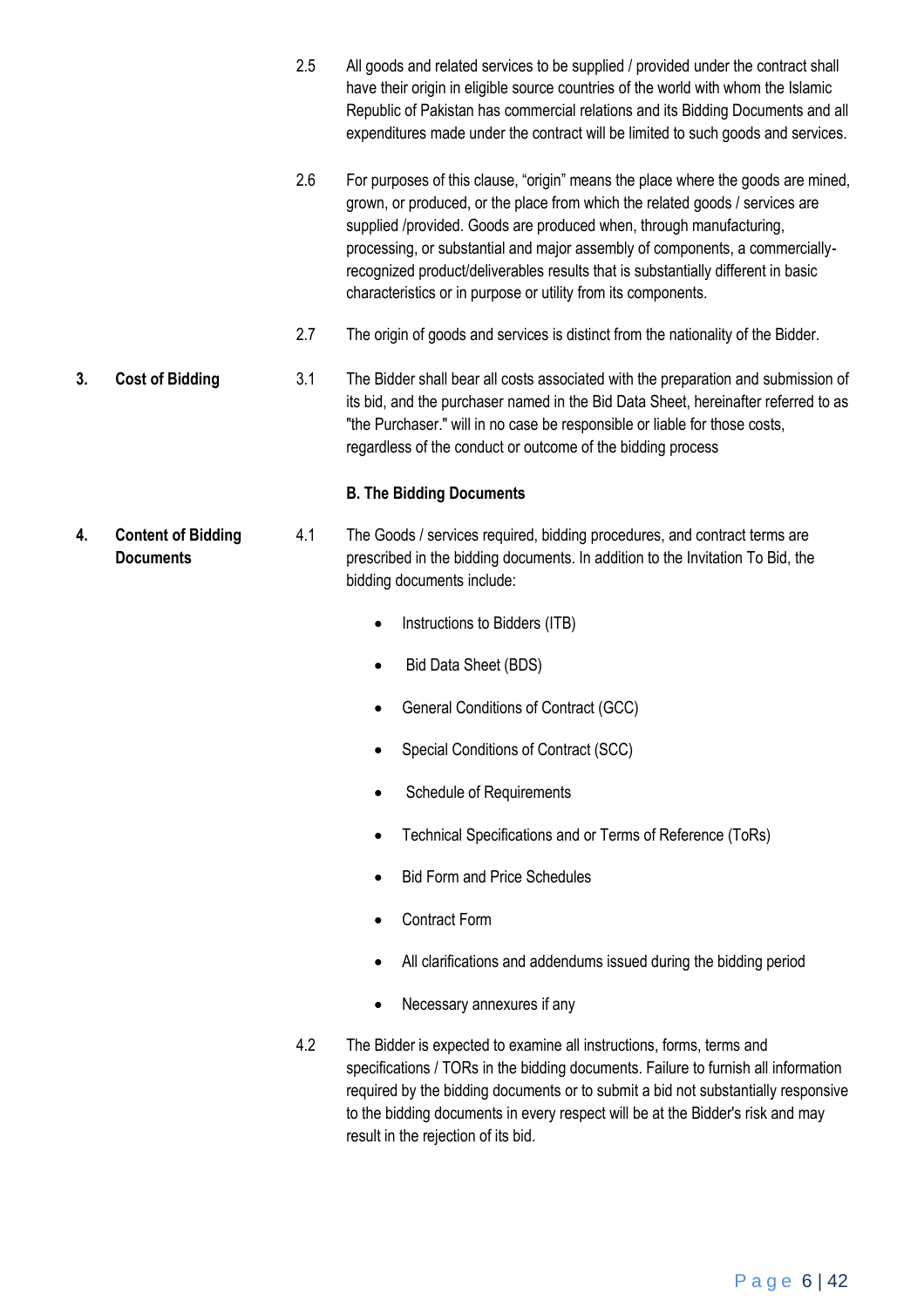2.5 All goods and related services to be supplied / provided under the contract shall have their origin in eligible source countries of the world with whom the Islamic Republic of Pakistan has commercial relations and its Bidding Documents and all expenditures made under the contract will be limited to such goods and services.

2.6 For purposes of this clause, "origin" means the place where the goods are mined, grown, or produced, or the place from which the related goods / services are supplied /provided. Goods are produced when, through manufacturing, processing, or substantial and major assembly of components, a commercially-recognized product/deliverables results that is substantially different in basic characteristics or in purpose or utility from its components.

2.7 The origin of goods and services is distinct from the nationality of the Bidder.

**3. Cost of Bidding**

3.1 The Bidder shall bear all costs associated with the preparation and submission of its bid, and the purchaser named in the Bid Data Sheet, hereinafter referred to as "the Purchaser." will in no case be responsible or liable for those costs, regardless of the conduct or outcome of the bidding process

## B. The Bidding Documents

**4. Content of Bidding Documents**

4.1 The Goods / services required, bidding procedures, and contract terms are prescribed in the bidding documents. In addition to the Invitation To Bid, the bidding documents include:

- Instructions to Bidders (ITB)
- Bid Data Sheet (BDS)
- General Conditions of Contract (GCC)
- Special Conditions of Contract (SCC)
- Schedule of Requirements
- Technical Specifications and or Terms of Reference (ToRs)
- Bid Form and Price Schedules
- Contract Form
- All clarifications and addendums issued during the bidding period
- Necessary annexures if any

4.2 The Bidder is expected to examine all instructions, forms, terms and specifications / TORs in the bidding documents. Failure to furnish all information required by the bidding documents or to submit a bid not substantially responsive to the bidding documents in every respect will be at the Bidder's risk and may result in the rejection of its bid.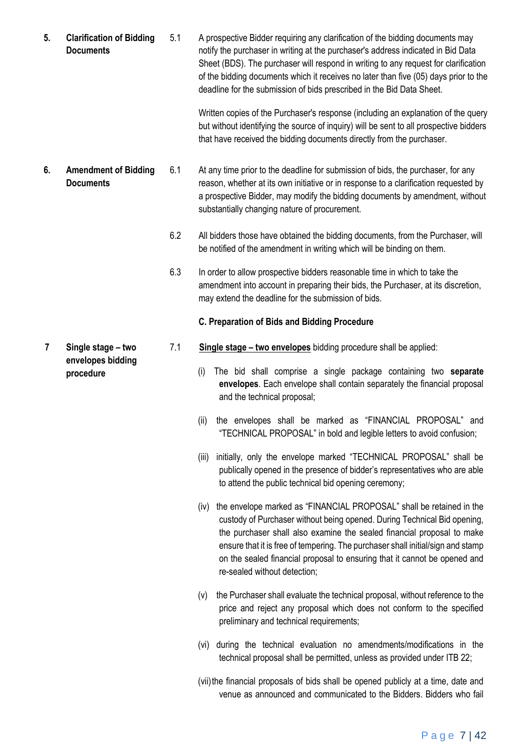**5. Clarification of Bidding Documents**

5.1 A prospective Bidder requiring any clarification of the bidding documents may notify the purchaser in writing at the purchaser's address indicated in Bid Data Sheet (BDS). The purchaser will respond in writing to any request for clarification of the bidding documents which it receives no later than five (05) days prior to the deadline for the submission of bids prescribed in the Bid Data Sheet.

Written copies of the Purchaser's response (including an explanation of the query but without identifying the source of inquiry) will be sent to all prospective bidders that have received the bidding documents directly from the purchaser.

**6. Amendment of Bidding Documents**

6.1 At any time prior to the deadline for submission of bids, the purchaser, for any reason, whether at its own initiative or in response to a clarification requested by a prospective Bidder, may modify the bidding documents by amendment, without substantially changing nature of procurement.

6.2 All bidders those have obtained the bidding documents, from the Purchaser, will be notified of the amendment in writing which will be binding on them.

6.3 In order to allow prospective bidders reasonable time in which to take the amendment into account in preparing their bids, the Purchaser, at its discretion, may extend the deadline for the submission of bids.

## C. Preparation of Bids and Bidding Procedure

**7 Single stage – two envelopes bidding procedure**

7.1 **Single stage – two envelopes** bidding procedure shall be applied:

(i) The bid shall comprise a single package containing two **separate envelopes**. Each envelope shall contain separately the financial proposal and the technical proposal;

(ii) the envelopes shall be marked as “FINANCIAL PROPOSAL” and “TECHNICAL PROPOSAL” in bold and legible letters to avoid confusion;

(iii) initially, only the envelope marked “TECHNICAL PROPOSAL” shall be publically opened in the presence of bidder’s representatives who are able to attend the public technical bid opening ceremony;

(iv) the envelope marked as “FINANCIAL PROPOSAL” shall be retained in the custody of Purchaser without being opened. During Technical Bid opening, the purchaser shall also examine the sealed financial proposal to make ensure that it is free of tempering. The purchaser shall initial/sign and stamp on the sealed financial proposal to ensuring that it cannot be opened and re-sealed without detection;

(v) the Purchaser shall evaluate the technical proposal, without reference to the price and reject any proposal which does not conform to the specified preliminary and technical requirements;

(vi) during the technical evaluation no amendments/modifications in the technical proposal shall be permitted, unless as provided under ITB 22;

(vii) the financial proposals of bids shall be opened publicly at a time, date and venue as announced and communicated to the Bidders. Bidders who fail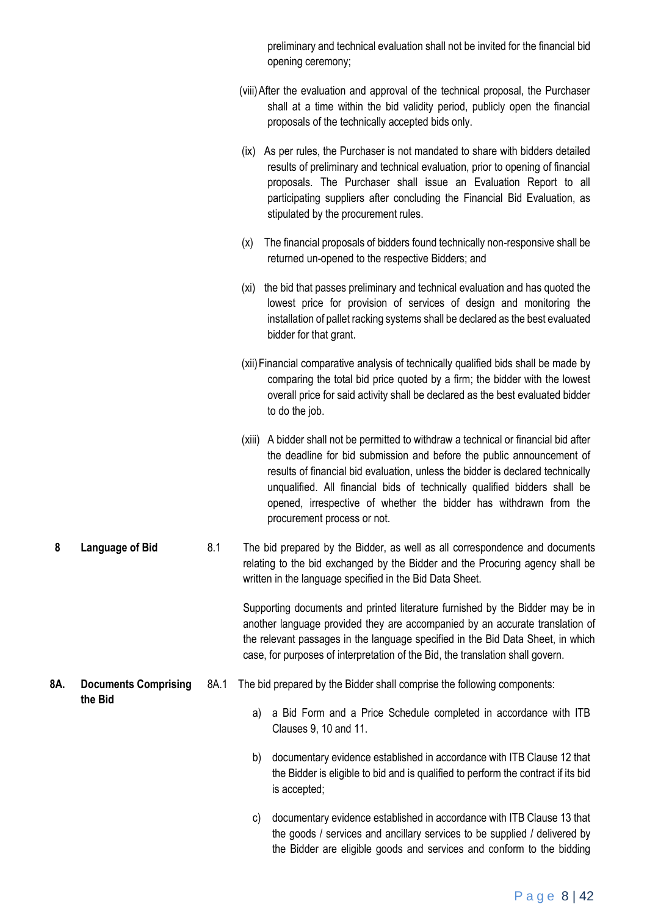preliminary and technical evaluation shall not be invited for the financial bid opening ceremony;

(viii) After the evaluation and approval of the technical proposal, the Purchaser shall at a time within the bid validity period, publicly open the financial proposals of the technically accepted bids only.

(ix) As per rules, the Purchaser is not mandated to share with bidders detailed results of preliminary and technical evaluation, prior to opening of financial proposals. The Purchaser shall issue an Evaluation Report to all participating suppliers after concluding the Financial Bid Evaluation, as stipulated by the procurement rules.

(x) The financial proposals of bidders found technically non-responsive shall be returned un-opened to the respective Bidders; and

(xi) the bid that passes preliminary and technical evaluation and has quoted the lowest price for provision of services of design and monitoring the installation of pallet racking systems shall be declared as the best evaluated bidder for that grant.

(xii) Financial comparative analysis of technically qualified bids shall be made by comparing the total bid price quoted by a firm; the bidder with the lowest overall price for said activity shall be declared as the best evaluated bidder to do the job.

(xiii) A bidder shall not be permitted to withdraw a technical or financial bid after the deadline for bid submission and before the public announcement of results of financial bid evaluation, unless the bidder is declared technically unqualified. All financial bids of technically qualified bidders shall be opened, irrespective of whether the bidder has withdrawn from the procurement process or not.

**8 Language of Bid**

8.1 The bid prepared by the Bidder, as well as all correspondence and documents relating to the bid exchanged by the Bidder and the Procuring agency shall be written in the language specified in the Bid Data Sheet.

Supporting documents and printed literature furnished by the Bidder may be in another language provided they are accompanied by an accurate translation of the relevant passages in the language specified in the Bid Data Sheet, in which case, for purposes of interpretation of the Bid, the translation shall govern.

**8A. Documents Comprising the Bid**

8A.1 The bid prepared by the Bidder shall comprise the following components:

a) a Bid Form and a Price Schedule completed in accordance with ITB Clauses 9, 10 and 11.

b) documentary evidence established in accordance with ITB Clause 12 that the Bidder is eligible to bid and is qualified to perform the contract if its bid is accepted;

c) documentary evidence established in accordance with ITB Clause 13 that the goods / services and ancillary services to be supplied / delivered by the Bidder are eligible goods and services and conform to the bidding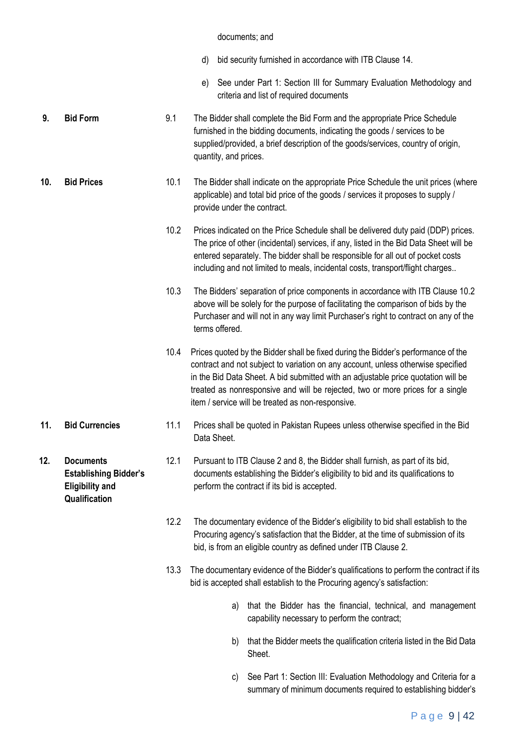documents; and

d) bid security furnished in accordance with ITB Clause 14.

e) See under Part 1: Section III for Summary Evaluation Methodology and criteria and list of required documents

**9. Bid Form**

9.1 The Bidder shall complete the Bid Form and the appropriate Price Schedule furnished in the bidding documents, indicating the goods / services to be supplied/provided, a brief description of the goods/services, country of origin, quantity, and prices.

**10. Bid Prices**

10.1 The Bidder shall indicate on the appropriate Price Schedule the unit prices (where applicable) and total bid price of the goods / services it proposes to supply / provide under the contract.

10.2 Prices indicated on the Price Schedule shall be delivered duty paid (DDP) prices. The price of other (incidental) services, if any, listed in the Bid Data Sheet will be entered separately. The bidder shall be responsible for all out of pocket costs including and not limited to meals, incidental costs, transport/flight charges..

10.3 The Bidders' separation of price components in accordance with ITB Clause 10.2 above will be solely for the purpose of facilitating the comparison of bids by the Purchaser and will not in any way limit Purchaser's right to contract on any of the terms offered.

10.4 Prices quoted by the Bidder shall be fixed during the Bidder's performance of the contract and not subject to variation on any account, unless otherwise specified in the Bid Data Sheet. A bid submitted with an adjustable price quotation will be treated as nonresponsive and will be rejected, two or more prices for a single item / service will be treated as non-responsive.

**11. Bid Currencies**

11.1 Prices shall be quoted in Pakistan Rupees unless otherwise specified in the Bid Data Sheet.

**12. Documents Establishing Bidder's Eligibility and Qualification**

12.1 Pursuant to ITB Clause 2 and 8, the Bidder shall furnish, as part of its bid, documents establishing the Bidder's eligibility to bid and its qualifications to perform the contract if its bid is accepted.

12.2 The documentary evidence of the Bidder's eligibility to bid shall establish to the Procuring agency's satisfaction that the Bidder, at the time of submission of its bid, is from an eligible country as defined under ITB Clause 2.

13.3 The documentary evidence of the Bidder's qualifications to perform the contract if its bid is accepted shall establish to the Procuring agency's satisfaction:

a) that the Bidder has the financial, technical, and management capability necessary to perform the contract;

b) that the Bidder meets the qualification criteria listed in the Bid Data Sheet.

c) See Part 1: Section III: Evaluation Methodology and Criteria for a summary of minimum documents required to establishing bidder's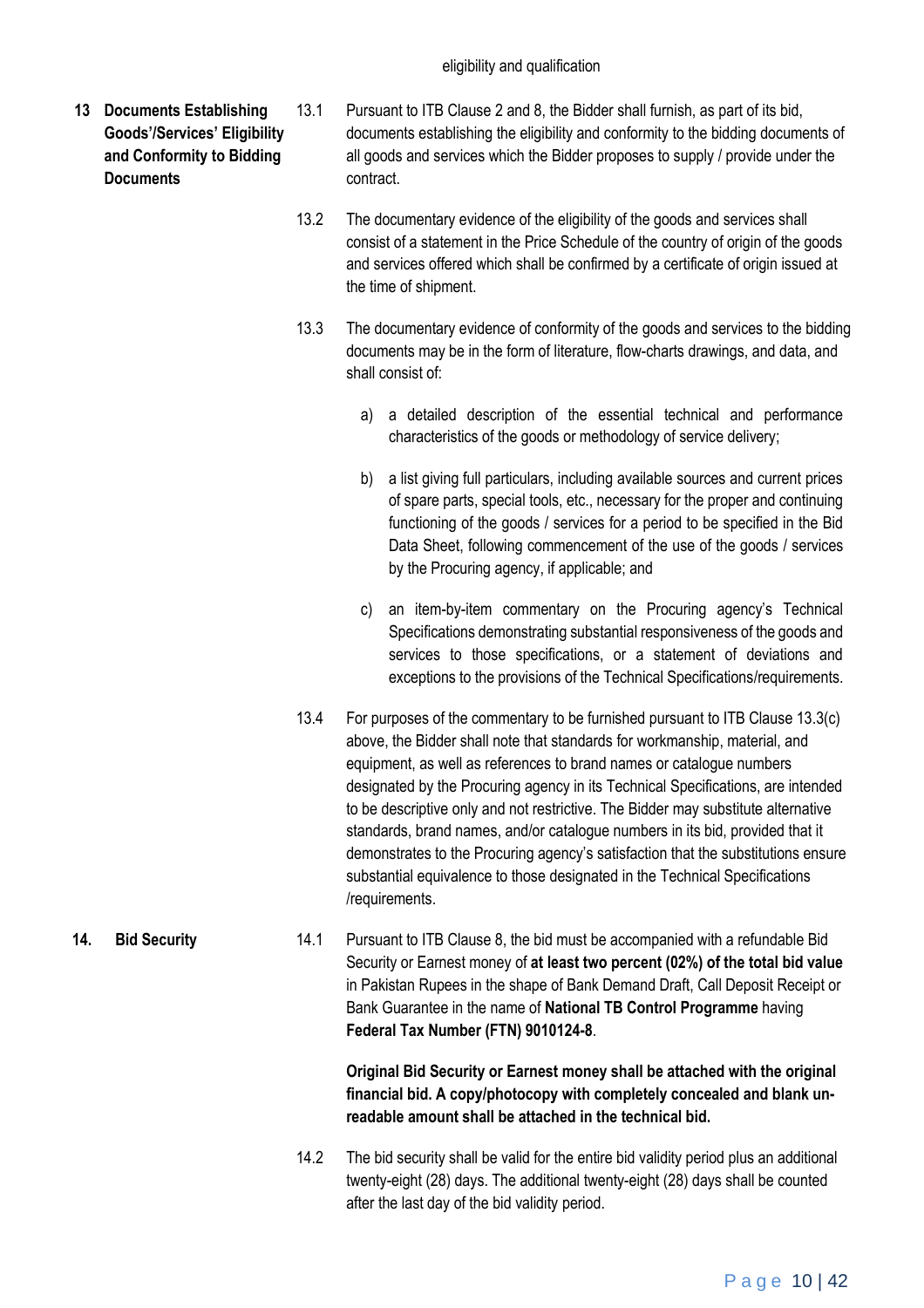eligibility and qualification

**13 Documents Establishing Goods'/Services' Eligibility and Conformity to Bidding Documents**

13.1 Pursuant to ITB Clause 2 and 8, the Bidder shall furnish, as part of its bid, documents establishing the eligibility and conformity to the bidding documents of all goods and services which the Bidder proposes to supply / provide under the contract.

13.2 The documentary evidence of the eligibility of the goods and services shall consist of a statement in the Price Schedule of the country of origin of the goods and services offered which shall be confirmed by a certificate of origin issued at the time of shipment.

13.3 The documentary evidence of conformity of the goods and services to the bidding documents may be in the form of literature, flow-charts drawings, and data, and shall consist of:

a) a detailed description of the essential technical and performance characteristics of the goods or methodology of service delivery;

b) a list giving full particulars, including available sources and current prices of spare parts, special tools, etc., necessary for the proper and continuing functioning of the goods / services for a period to be specified in the Bid Data Sheet, following commencement of the use of the goods / services by the Procuring agency, if applicable; and

c) an item-by-item commentary on the Procuring agency's Technical Specifications demonstrating substantial responsiveness of the goods and services to those specifications, or a statement of deviations and exceptions to the provisions of the Technical Specifications/requirements.

13.4 For purposes of the commentary to be furnished pursuant to ITB Clause 13.3(c) above, the Bidder shall note that standards for workmanship, material, and equipment, as well as references to brand names or catalogue numbers designated by the Procuring agency in its Technical Specifications, are intended to be descriptive only and not restrictive. The Bidder may substitute alternative standards, brand names, and/or catalogue numbers in its bid, provided that it demonstrates to the Procuring agency's satisfaction that the substitutions ensure substantial equivalence to those designated in the Technical Specifications /requirements.

**14. Bid Security**

14.1 Pursuant to ITB Clause 8, the bid must be accompanied with a refundable Bid Security or Earnest money of **at least two percent (02%) of the total bid value** in Pakistan Rupees in the shape of Bank Demand Draft, Call Deposit Receipt or Bank Guarantee in the name of **National TB Control Programme** having **Federal Tax Number (FTN) 9010124-8**.

**Original Bid Security or Earnest money shall be attached with the original financial bid. A copy/photocopy with completely concealed and blank un-readable amount shall be attached in the technical bid.**

14.2 The bid security shall be valid for the entire bid validity period plus an additional twenty-eight (28) days. The additional twenty-eight (28) days shall be counted after the last day of the bid validity period.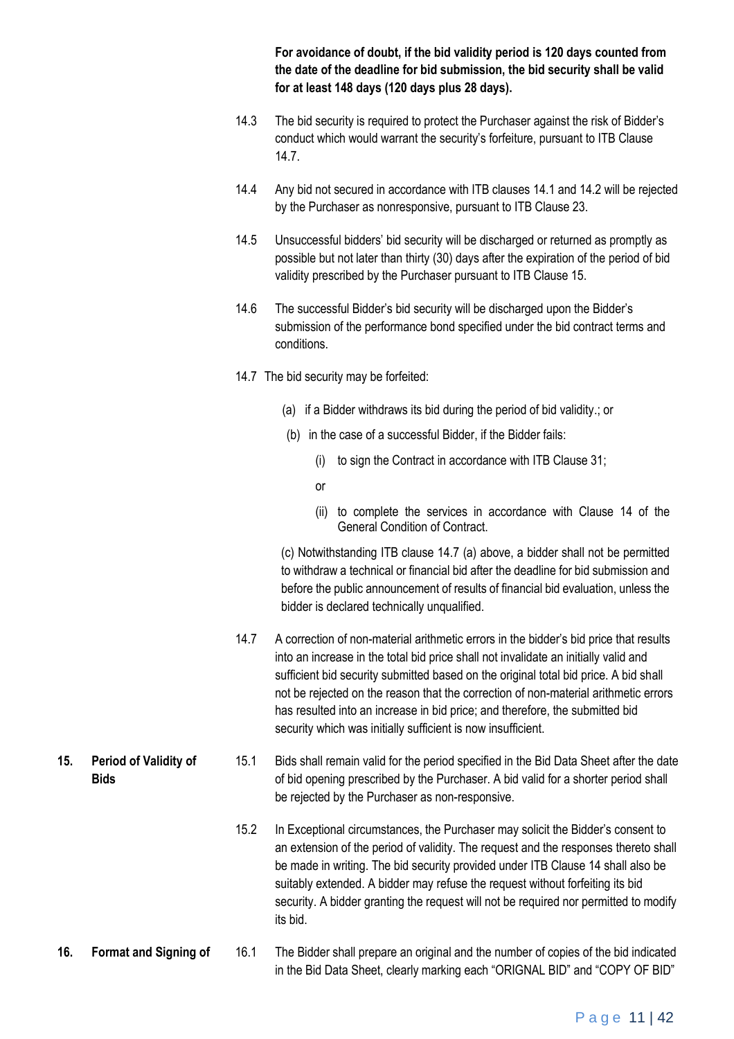**For avoidance of doubt, if the bid validity period is 120 days counted from the date of the deadline for bid submission, the bid security shall be valid for at least 148 days (120 days plus 28 days).**

14.3 The bid security is required to protect the Purchaser against the risk of Bidder's conduct which would warrant the security's forfeiture, pursuant to ITB Clause 14.7.

14.4 Any bid not secured in accordance with ITB clauses 14.1 and 14.2 will be rejected by the Purchaser as nonresponsive, pursuant to ITB Clause 23.

14.5 Unsuccessful bidders' bid security will be discharged or returned as promptly as possible but not later than thirty (30) days after the expiration of the period of bid validity prescribed by the Purchaser pursuant to ITB Clause 15.

14.6 The successful Bidder's bid security will be discharged upon the Bidder's submission of the performance bond specified under the bid contract terms and conditions.

14.7 The bid security may be forfeited:

(a) if a Bidder withdraws its bid during the period of bid validity.; or

(b) in the case of a successful Bidder, if the Bidder fails:

(i) to sign the Contract in accordance with ITB Clause 31;

or

(ii) to complete the services in accordance with Clause 14 of the General Condition of Contract.

(c) Notwithstanding ITB clause 14.7 (a) above, a bidder shall not be permitted to withdraw a technical or financial bid after the deadline for bid submission and before the public announcement of results of financial bid evaluation, unless the bidder is declared technically unqualified.

14.7 A correction of non-material arithmetic errors in the bidder's bid price that results into an increase in the total bid price shall not invalidate an initially valid and sufficient bid security submitted based on the original total bid price. A bid shall not be rejected on the reason that the correction of non-material arithmetic errors has resulted into an increase in bid price; and therefore, the submitted bid security which was initially sufficient is now insufficient.

## 15. Period of Validity of Bids

15.1 Bids shall remain valid for the period specified in the Bid Data Sheet after the date of bid opening prescribed by the Purchaser. A bid valid for a shorter period shall be rejected by the Purchaser as non-responsive.

15.2 In Exceptional circumstances, the Purchaser may solicit the Bidder's consent to an extension of the period of validity. The request and the responses thereto shall be made in writing. The bid security provided under ITB Clause 14 shall also be suitably extended. A bidder may refuse the request without forfeiting its bid security. A bidder granting the request will not be required nor permitted to modify its bid.

## 16. Format and Signing of

16.1 The Bidder shall prepare an original and the number of copies of the bid indicated in the Bid Data Sheet, clearly marking each "ORIGNAL BID" and "COPY OF BID"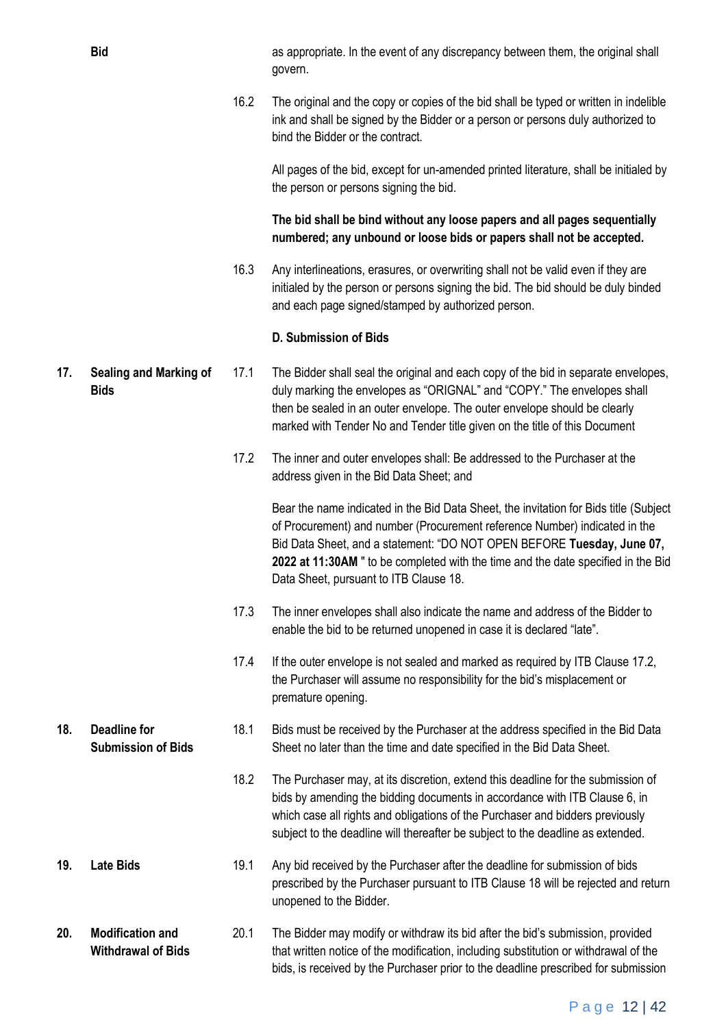**Bid**

as appropriate. In the event of any discrepancy between them, the original shall govern.

16.2 The original and the copy or copies of the bid shall be typed or written in indelible ink and shall be signed by the Bidder or a person or persons duly authorized to bind the Bidder or the contract.

All pages of the bid, except for un-amended printed literature, shall be initialed by the person or persons signing the bid.

**The bid shall be bind without any loose papers and all pages sequentially numbered; any unbound or loose bids or papers shall not be accepted.**

16.3 Any interlineations, erasures, or overwriting shall not be valid even if they are initialed by the person or persons signing the bid. The bid should be duly binded and each page signed/stamped by authorized person.

**D. Submission of Bids**

**17. Sealing and Marking of Bids**

17.1 The Bidder shall seal the original and each copy of the bid in separate envelopes, duly marking the envelopes as "ORIGNAL" and "COPY." The envelopes shall then be sealed in an outer envelope. The outer envelope should be clearly marked with Tender No and Tender title given on the title of this Document

17.2 The inner and outer envelopes shall: Be addressed to the Purchaser at the address given in the Bid Data Sheet; and

Bear the name indicated in the Bid Data Sheet, the invitation for Bids title (Subject of Procurement) and number (Procurement reference Number) indicated in the Bid Data Sheet, and a statement: "DO NOT OPEN BEFORE **Tuesday, June 07, 2022 at 11:30AM** " to be completed with the time and the date specified in the Bid Data Sheet, pursuant to ITB Clause 18.

17.3 The inner envelopes shall also indicate the name and address of the Bidder to enable the bid to be returned unopened in case it is declared "late".

17.4 If the outer envelope is not sealed and marked as required by ITB Clause 17.2, the Purchaser will assume no responsibility for the bid's misplacement or premature opening.

**18. Deadline for Submission of Bids**

18.1 Bids must be received by the Purchaser at the address specified in the Bid Data Sheet no later than the time and date specified in the Bid Data Sheet.

18.2 The Purchaser may, at its discretion, extend this deadline for the submission of bids by amending the bidding documents in accordance with ITB Clause 6, in which case all rights and obligations of the Purchaser and bidders previously subject to the deadline will thereafter be subject to the deadline as extended.

**19. Late Bids**

19.1 Any bid received by the Purchaser after the deadline for submission of bids prescribed by the Purchaser pursuant to ITB Clause 18 will be rejected and return unopened to the Bidder.

**20. Modification and Withdrawal of Bids**

20.1 The Bidder may modify or withdraw its bid after the bid's submission, provided that written notice of the modification, including substitution or withdrawal of the bids, is received by the Purchaser prior to the deadline prescribed for submission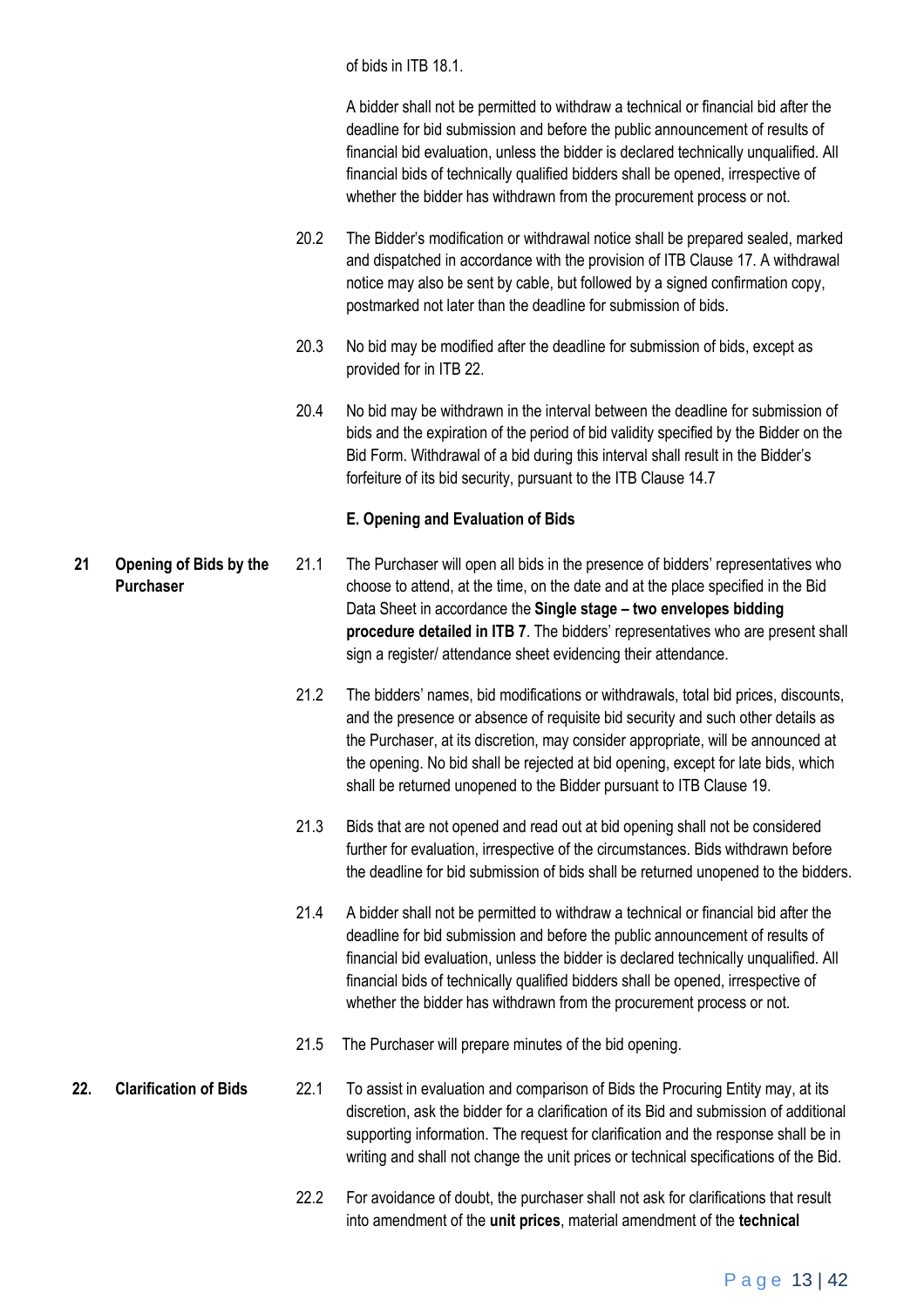of bids in ITB 18.1.

A bidder shall not be permitted to withdraw a technical or financial bid after the deadline for bid submission and before the public announcement of results of financial bid evaluation, unless the bidder is declared technically unqualified. All financial bids of technically qualified bidders shall be opened, irrespective of whether the bidder has withdrawn from the procurement process or not.

20.2 The Bidder's modification or withdrawal notice shall be prepared sealed, marked and dispatched in accordance with the provision of ITB Clause 17. A withdrawal notice may also be sent by cable, but followed by a signed confirmation copy, postmarked not later than the deadline for submission of bids.

20.3 No bid may be modified after the deadline for submission of bids, except as provided for in ITB 22.

20.4 No bid may be withdrawn in the interval between the deadline for submission of bids and the expiration of the period of bid validity specified by the Bidder on the Bid Form. Withdrawal of a bid during this interval shall result in the Bidder's forfeiture of its bid security, pursuant to the ITB Clause 14.7

## E. Opening and Evaluation of Bids

### 21 Opening of Bids by the Purchaser

21.1 The Purchaser will open all bids in the presence of bidders' representatives who choose to attend, at the time, on the date and at the place specified in the Bid Data Sheet in accordance the **Single stage – two envelopes bidding procedure detailed in ITB 7**. The bidders' representatives who are present shall sign a register/ attendance sheet evidencing their attendance.

21.2 The bidders' names, bid modifications or withdrawals, total bid prices, discounts, and the presence or absence of requisite bid security and such other details as the Purchaser, at its discretion, may consider appropriate, will be announced at the opening. No bid shall be rejected at bid opening, except for late bids, which shall be returned unopened to the Bidder pursuant to ITB Clause 19.

21.3 Bids that are not opened and read out at bid opening shall not be considered further for evaluation, irrespective of the circumstances. Bids withdrawn before the deadline for bid submission of bids shall be returned unopened to the bidders.

21.4 A bidder shall not be permitted to withdraw a technical or financial bid after the deadline for bid submission and before the public announcement of results of financial bid evaluation, unless the bidder is declared technically unqualified. All financial bids of technically qualified bidders shall be opened, irrespective of whether the bidder has withdrawn from the procurement process or not.

21.5 The Purchaser will prepare minutes of the bid opening.

### 22. Clarification of Bids

22.1 To assist in evaluation and comparison of Bids the Procuring Entity may, at its discretion, ask the bidder for a clarification of its Bid and submission of additional supporting information. The request for clarification and the response shall be in writing and shall not change the unit prices or technical specifications of the Bid.

22.2 For avoidance of doubt, the purchaser shall not ask for clarifications that result into amendment of the **unit prices**, material amendment of the **technical**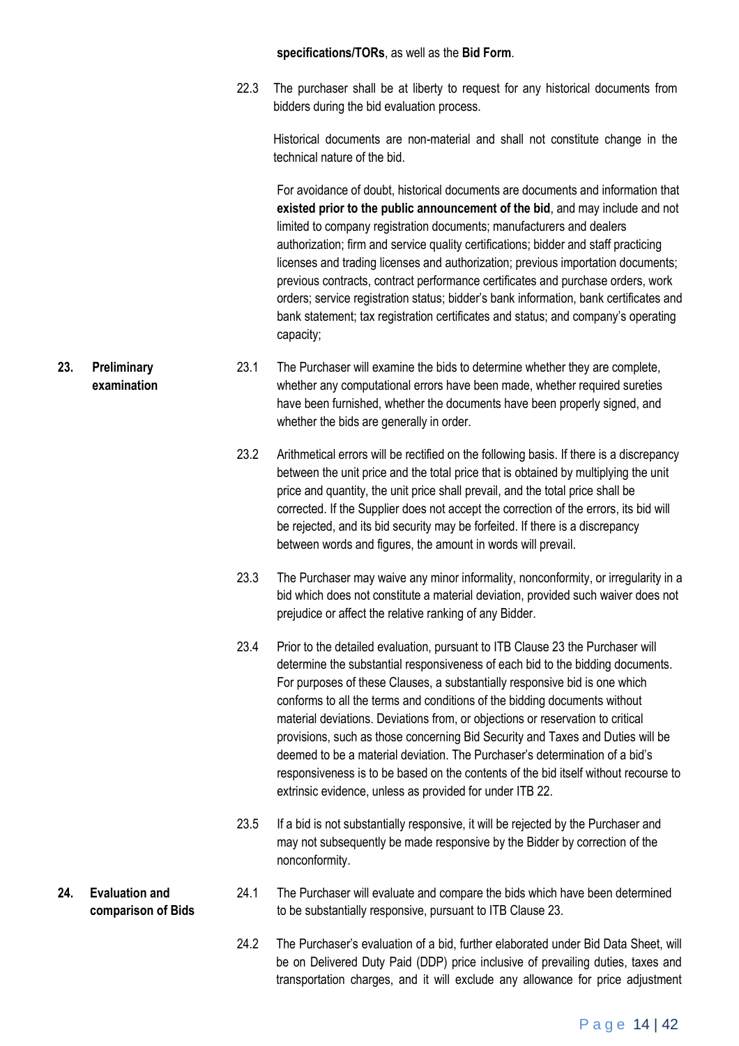**specifications/TORs**, as well as the **Bid Form**.

22.3 The purchaser shall be at liberty to request for any historical documents from bidders during the bid evaluation process.

Historical documents are non-material and shall not constitute change in the technical nature of the bid.

For avoidance of doubt, historical documents are documents and information that **existed prior to the public announcement of the bid**, and may include and not limited to company registration documents; manufacturers and dealers authorization; firm and service quality certifications; bidder and staff practicing licenses and trading licenses and authorization; previous importation documents; previous contracts, contract performance certificates and purchase orders, work orders; service registration status; bidder's bank information, bank certificates and bank statement; tax registration certificates and status; and company's operating capacity;

## 23. Preliminary examination

23.1 The Purchaser will examine the bids to determine whether they are complete, whether any computational errors have been made, whether required sureties have been furnished, whether the documents have been properly signed, and whether the bids are generally in order.

23.2 Arithmetical errors will be rectified on the following basis. If there is a discrepancy between the unit price and the total price that is obtained by multiplying the unit price and quantity, the unit price shall prevail, and the total price shall be corrected. If the Supplier does not accept the correction of the errors, its bid will be rejected, and its bid security may be forfeited. If there is a discrepancy between words and figures, the amount in words will prevail.

23.3 The Purchaser may waive any minor informality, nonconformity, or irregularity in a bid which does not constitute a material deviation, provided such waiver does not prejudice or affect the relative ranking of any Bidder.

23.4 Prior to the detailed evaluation, pursuant to ITB Clause 23 the Purchaser will determine the substantial responsiveness of each bid to the bidding documents. For purposes of these Clauses, a substantially responsive bid is one which conforms to all the terms and conditions of the bidding documents without material deviations. Deviations from, or objections or reservation to critical provisions, such as those concerning Bid Security and Taxes and Duties will be deemed to be a material deviation. The Purchaser's determination of a bid's responsiveness is to be based on the contents of the bid itself without recourse to extrinsic evidence, unless as provided for under ITB 22.

23.5 If a bid is not substantially responsive, it will be rejected by the Purchaser and may not subsequently be made responsive by the Bidder by correction of the nonconformity.

## 24. Evaluation and comparison of Bids

24.1 The Purchaser will evaluate and compare the bids which have been determined to be substantially responsive, pursuant to ITB Clause 23.

24.2 The Purchaser's evaluation of a bid, further elaborated under Bid Data Sheet, will be on Delivered Duty Paid (DDP) price inclusive of prevailing duties, taxes and transportation charges, and it will exclude any allowance for price adjustment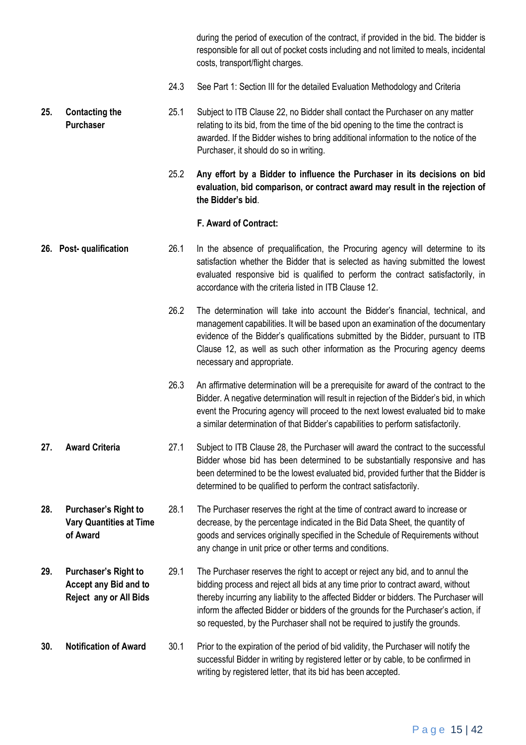during the period of execution of the contract, if provided in the bid. The bidder is responsible for all out of pocket costs including and not limited to meals, incidental costs, transport/flight charges.

24.3 See Part 1: Section III for the detailed Evaluation Methodology and Criteria

**25. Contacting the Purchaser**

25.1 Subject to ITB Clause 22, no Bidder shall contact the Purchaser on any matter relating to its bid, from the time of the bid opening to the time the contract is awarded. If the Bidder wishes to bring additional information to the notice of the Purchaser, it should do so in writing.

25.2 **Any effort by a Bidder to influence the Purchaser in its decisions on bid evaluation, bid comparison, or contract award may result in the rejection of the Bidder's bid**.

**F. Award of Contract:**

**26. Post- qualification**

26.1 In the absence of prequalification, the Procuring agency will determine to its satisfaction whether the Bidder that is selected as having submitted the lowest evaluated responsive bid is qualified to perform the contract satisfactorily, in accordance with the criteria listed in ITB Clause 12.

26.2 The determination will take into account the Bidder's financial, technical, and management capabilities. It will be based upon an examination of the documentary evidence of the Bidder's qualifications submitted by the Bidder, pursuant to ITB Clause 12, as well as such other information as the Procuring agency deems necessary and appropriate.

26.3 An affirmative determination will be a prerequisite for award of the contract to the Bidder. A negative determination will result in rejection of the Bidder's bid, in which event the Procuring agency will proceed to the next lowest evaluated bid to make a similar determination of that Bidder's capabilities to perform satisfactorily.

**27. Award Criteria**

27.1 Subject to ITB Clause 28, the Purchaser will award the contract to the successful Bidder whose bid has been determined to be substantially responsive and has been determined to be the lowest evaluated bid, provided further that the Bidder is determined to be qualified to perform the contract satisfactorily.

**28. Purchaser's Right to Vary Quantities at Time of Award**

28.1 The Purchaser reserves the right at the time of contract award to increase or decrease, by the percentage indicated in the Bid Data Sheet, the quantity of goods and services originally specified in the Schedule of Requirements without any change in unit price or other terms and conditions.

**29. Purchaser's Right to Accept any Bid and to Reject any or All Bids**

29.1 The Purchaser reserves the right to accept or reject any bid, and to annul the bidding process and reject all bids at any time prior to contract award, without thereby incurring any liability to the affected Bidder or bidders. The Purchaser will inform the affected Bidder or bidders of the grounds for the Purchaser's action, if so requested, by the Purchaser shall not be required to justify the grounds.

**30. Notification of Award**

30.1 Prior to the expiration of the period of bid validity, the Purchaser will notify the successful Bidder in writing by registered letter or by cable, to be confirmed in writing by registered letter, that its bid has been accepted.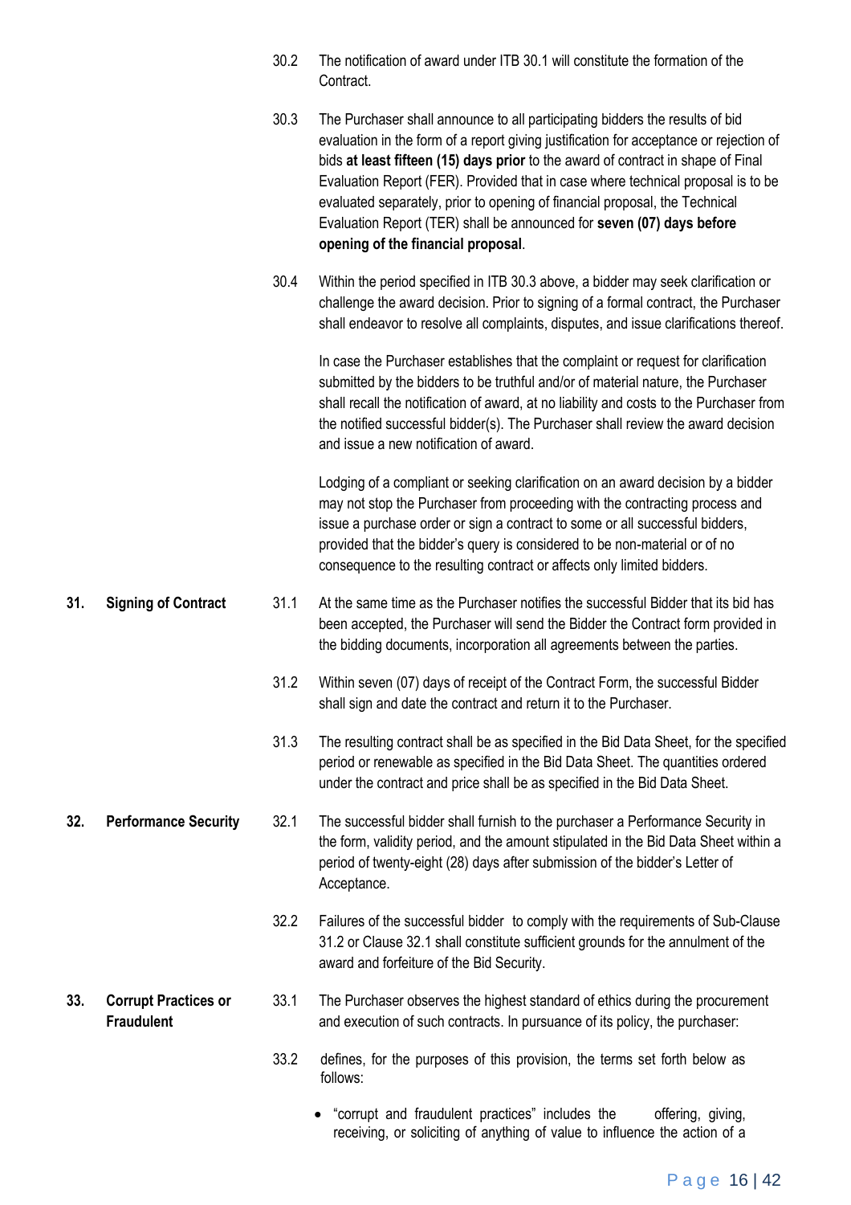30.2 The notification of award under ITB 30.1 will constitute the formation of the Contract.

30.3 The Purchaser shall announce to all participating bidders the results of bid evaluation in the form of a report giving justification for acceptance or rejection of bids **at least fifteen (15) days prior** to the award of contract in shape of Final Evaluation Report (FER). Provided that in case where technical proposal is to be evaluated separately, prior to opening of financial proposal, the Technical Evaluation Report (TER) shall be announced for **seven (07) days before opening of the financial proposal**.

30.4 Within the period specified in ITB 30.3 above, a bidder may seek clarification or challenge the award decision. Prior to signing of a formal contract, the Purchaser shall endeavor to resolve all complaints, disputes, and issue clarifications thereof.

In case the Purchaser establishes that the complaint or request for clarification submitted by the bidders to be truthful and/or of material nature, the Purchaser shall recall the notification of award, at no liability and costs to the Purchaser from the notified successful bidder(s). The Purchaser shall review the award decision and issue a new notification of award.

Lodging of a compliant or seeking clarification on an award decision by a bidder may not stop the Purchaser from proceeding with the contracting process and issue a purchase order or sign a contract to some or all successful bidders, provided that the bidder's query is considered to be non-material or of no consequence to the resulting contract or affects only limited bidders.

**31. Signing of Contract**

31.1 At the same time as the Purchaser notifies the successful Bidder that its bid has been accepted, the Purchaser will send the Bidder the Contract form provided in the bidding documents, incorporation all agreements between the parties.

31.2 Within seven (07) days of receipt of the Contract Form, the successful Bidder shall sign and date the contract and return it to the Purchaser.

31.3 The resulting contract shall be as specified in the Bid Data Sheet, for the specified period or renewable as specified in the Bid Data Sheet. The quantities ordered under the contract and price shall be as specified in the Bid Data Sheet.

**32. Performance Security**

32.1 The successful bidder shall furnish to the purchaser a Performance Security in the form, validity period, and the amount stipulated in the Bid Data Sheet within a period of twenty-eight (28) days after submission of the bidder's Letter of Acceptance.

32.2 Failures of the successful bidder to comply with the requirements of Sub-Clause 31.2 or Clause 32.1 shall constitute sufficient grounds for the annulment of the award and forfeiture of the Bid Security.

**33. Corrupt Practices or Fraudulent**

33.1 The Purchaser observes the highest standard of ethics during the procurement and execution of such contracts. In pursuance of its policy, the purchaser:

33.2 defines, for the purposes of this provision, the terms set forth below as follows:

- "corrupt and fraudulent practices" includes the offering, giving, receiving, or soliciting of anything of value to influence the action of a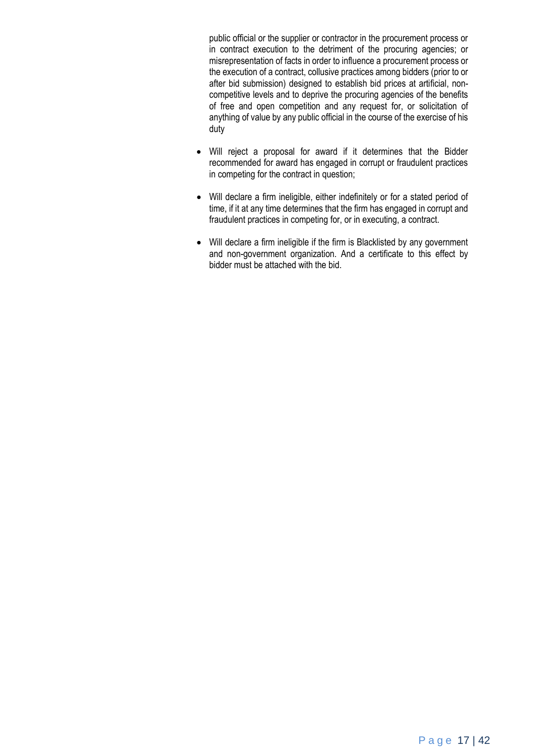public official or the supplier or contractor in the procurement process or in contract execution to the detriment of the procuring agencies; or misrepresentation of facts in order to influence a procurement process or the execution of a contract, collusive practices among bidders (prior to or after bid submission) designed to establish bid prices at artificial, non-competitive levels and to deprive the procuring agencies of the benefits of free and open competition and any request for, or solicitation of anything of value by any public official in the course of the exercise of his duty

- Will reject a proposal for award if it determines that the Bidder recommended for award has engaged in corrupt or fraudulent practices in competing for the contract in question;
- Will declare a firm ineligible, either indefinitely or for a stated period of time, if it at any time determines that the firm has engaged in corrupt and fraudulent practices in competing for, or in executing, a contract.
- Will declare a firm ineligible if the firm is Blacklisted by any government and non-government organization. And a certificate to this effect by bidder must be attached with the bid.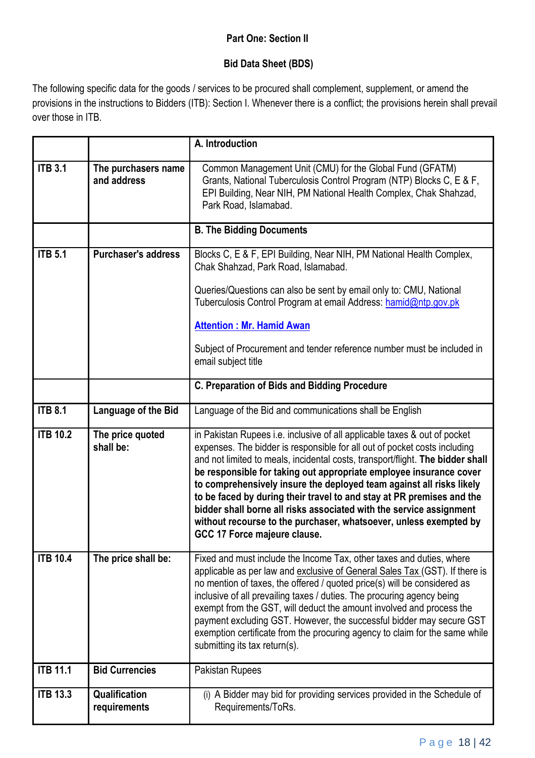**Part One: Section II**

**Bid Data Sheet (BDS)**

The following specific data for the goods / services to be procured shall complement, supplement, or amend the provisions in the instructions to Bidders (ITB): Section I. Whenever there is a conflict; the provisions herein shall prevail over those in ITB.

| | | **A. Introduction** |
|---|---|---|
| **ITB 3.1** | **The purchasers name and address** | Common Management Unit (CMU) for the Global Fund (GFATM) Grants, National Tuberculosis Control Program (NTP) Blocks C, E & F, EPI Building, Near NIH, PM National Health Complex, Chak Shahzad, Park Road, Islamabad. |
| | | **B. The Bidding Documents** |
| **ITB 5.1** | **Purchaser's address** | Blocks C, E & F, EPI Building, Near NIH, PM National Health Complex, Chak Shahzad, Park Road, Islamabad.<br><br>Queries/Questions can also be sent by email only to: CMU, National Tuberculosis Control Program at email Address: hamid@ntp.gov.pk<br><br>**Attention : Mr. Hamid Awan**<br><br>Subject of Procurement and tender reference number must be included in email subject title |
| | | **C. Preparation of Bids and Bidding Procedure** |
| **ITB 8.1** | **Language of the Bid** | Language of the Bid and communications shall be English |
| **ITB 10.2** | **The price quoted shall be:** | in Pakistan Rupees i.e. inclusive of all applicable taxes & out of pocket expenses. The bidder is responsible for all out of pocket costs including and not limited to meals, incidental costs, transport/flight. **The bidder shall be responsible for taking out appropriate employee insurance cover to comprehensively insure the deployed team against all risks likely to be faced by during their travel to and stay at PR premises and the bidder shall borne all risks associated with the service assignment without recourse to the purchaser, whatsoever, unless exempted by GCC 17 Force majeure clause.** |
| **ITB 10.4** | **The price shall be:** | Fixed and must include the Income Tax, other taxes and duties, where applicable as per law and exclusive of General Sales Tax (GST). If there is no mention of taxes, the offered / quoted price(s) will be considered as inclusive of all prevailing taxes / duties. The procuring agency being exempt from the GST, will deduct the amount involved and process the payment excluding GST. However, the successful bidder may secure GST exemption certificate from the procuring agency to claim for the same while submitting its tax return(s). |
| **ITB 11.1** | **Bid Currencies** | Pakistan Rupees |
| **ITB 13.3** | **Qualification requirements** | (i) A Bidder may bid for providing services provided in the Schedule of Requirements/ToRs. |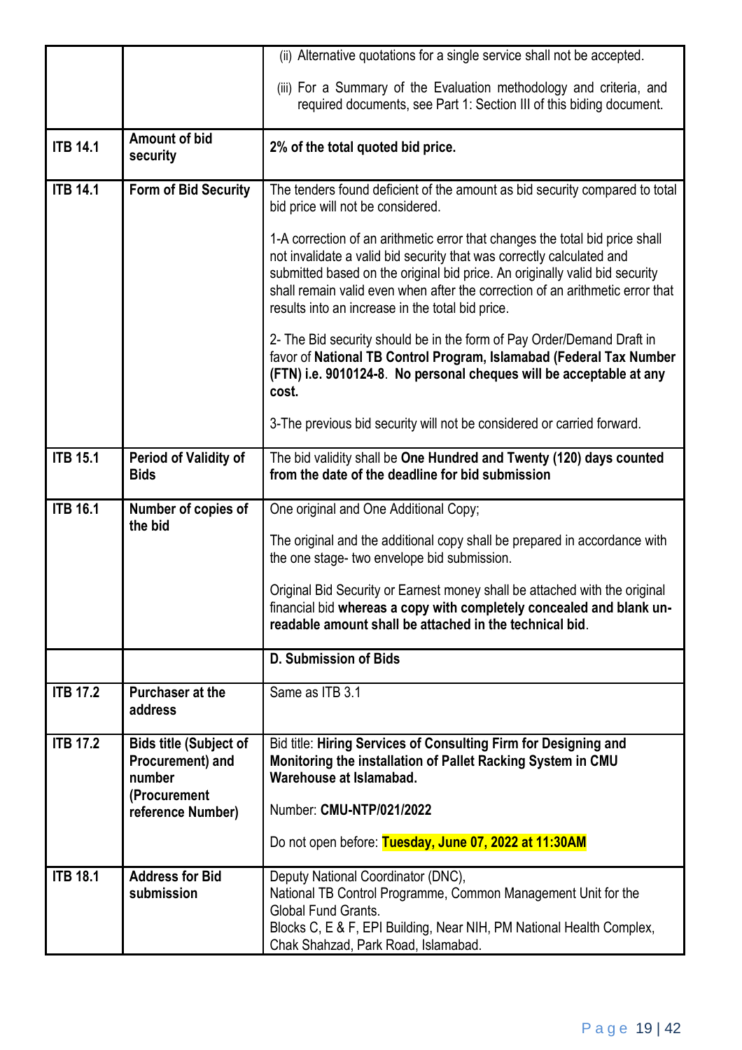| | | |
|---|---|---|
| | | (ii) Alternative quotations for a single service shall not be accepted.<br><br>(iii) For a Summary of the Evaluation methodology and criteria, and required documents, see Part 1: Section III of this biding document. |
| **ITB 14.1** | **Amount of bid security** | **2% of the total quoted bid price.** |
| **ITB 14.1** | **Form of Bid Security** | The tenders found deficient of the amount as bid security compared to total bid price will not be considered.<br><br>1-A correction of an arithmetic error that changes the total bid price shall not invalidate a valid bid security that was correctly calculated and submitted based on the original bid price. An originally valid bid security shall remain valid even when after the correction of an arithmetic error that results into an increase in the total bid price.<br><br>2- The Bid security should be in the form of Pay Order/Demand Draft in favor of **National TB Control Program, Islamabad (Federal Tax Number (FTN) i.e. 9010124-8**. **No personal cheques will be acceptable at any cost.**<br><br>3-The previous bid security will not be considered or carried forward. |
| **ITB 15.1** | **Period of Validity of Bids** | The bid validity shall be **One Hundred and Twenty (120) days counted from the date of the deadline for bid submission** |
| **ITB 16.1** | **Number of copies of the bid** | One original and One Additional Copy;<br><br>The original and the additional copy shall be prepared in accordance with the one stage- two envelope bid submission.<br><br>Original Bid Security or Earnest money shall be attached with the original financial bid **whereas a copy with completely concealed and blank un-readable amount shall be attached in the technical bid**. |
| | | **D. Submission of Bids** |
| **ITB 17.2** | **Purchaser at the address** | Same as ITB 3.1 |
| **ITB 17.2** | **Bids title (Subject of Procurement) and number (Procurement reference Number)** | Bid title: **Hiring Services of Consulting Firm for Designing and Monitoring the installation of Pallet Racking System in CMU Warehouse at Islamabad.**<br><br>Number: **CMU-NTP/021/2022**<br><br>Do not open before: **Tuesday, June 07, 2022 at 11:30AM** |
| **ITB 18.1** | **Address for Bid submission** | Deputy National Coordinator (DNC),<br>National TB Control Programme, Common Management Unit for the Global Fund Grants.<br>Blocks C, E & F, EPI Building, Near NIH, PM National Health Complex, Chak Shahzad, Park Road, Islamabad. |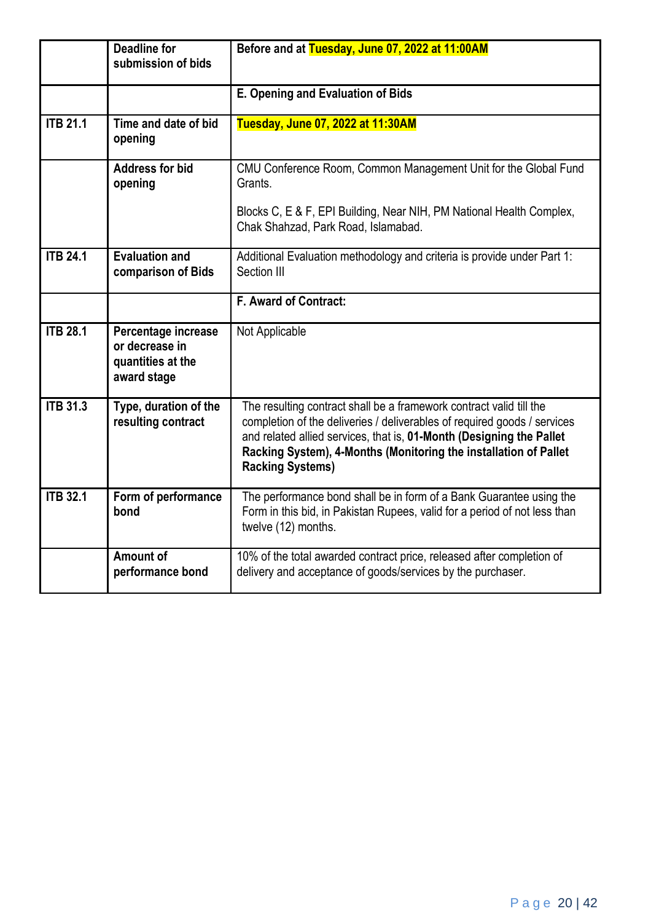| | | |
|---|---|---|
| | **Deadline for submission of bids** | **Before and at Tuesday, June 07, 2022 at 11:00AM** |
| | | **E. Opening and Evaluation of Bids** |
| **ITB 21.1** | **Time and date of bid opening** | **Tuesday, June 07, 2022 at 11:30AM** |
| | **Address for bid opening** | CMU Conference Room, Common Management Unit for the Global Fund Grants.<br><br>Blocks C, E & F, EPI Building, Near NIH, PM National Health Complex, Chak Shahzad, Park Road, Islamabad. |
| **ITB 24.1** | **Evaluation and comparison of Bids** | Additional Evaluation methodology and criteria is provide under Part 1: Section III |
| | | **F. Award of Contract:** |
| **ITB 28.1** | **Percentage increase or decrease in quantities at the award stage** | Not Applicable |
| **ITB 31.3** | **Type, duration of the resulting contract** | The resulting contract shall be a framework contract valid till the completion of the deliveries / deliverables of required goods / services and related allied services, that is, **01-Month (Designing the Pallet Racking System), 4-Months (Monitoring the installation of Pallet Racking Systems)** |
| **ITB 32.1** | **Form of performance bond** | The performance bond shall be in form of a Bank Guarantee using the Form in this bid, in Pakistan Rupees, valid for a period of not less than twelve (12) months. |
| | **Amount of performance bond** | 10% of the total awarded contract price, released after completion of delivery and acceptance of goods/services by the purchaser. |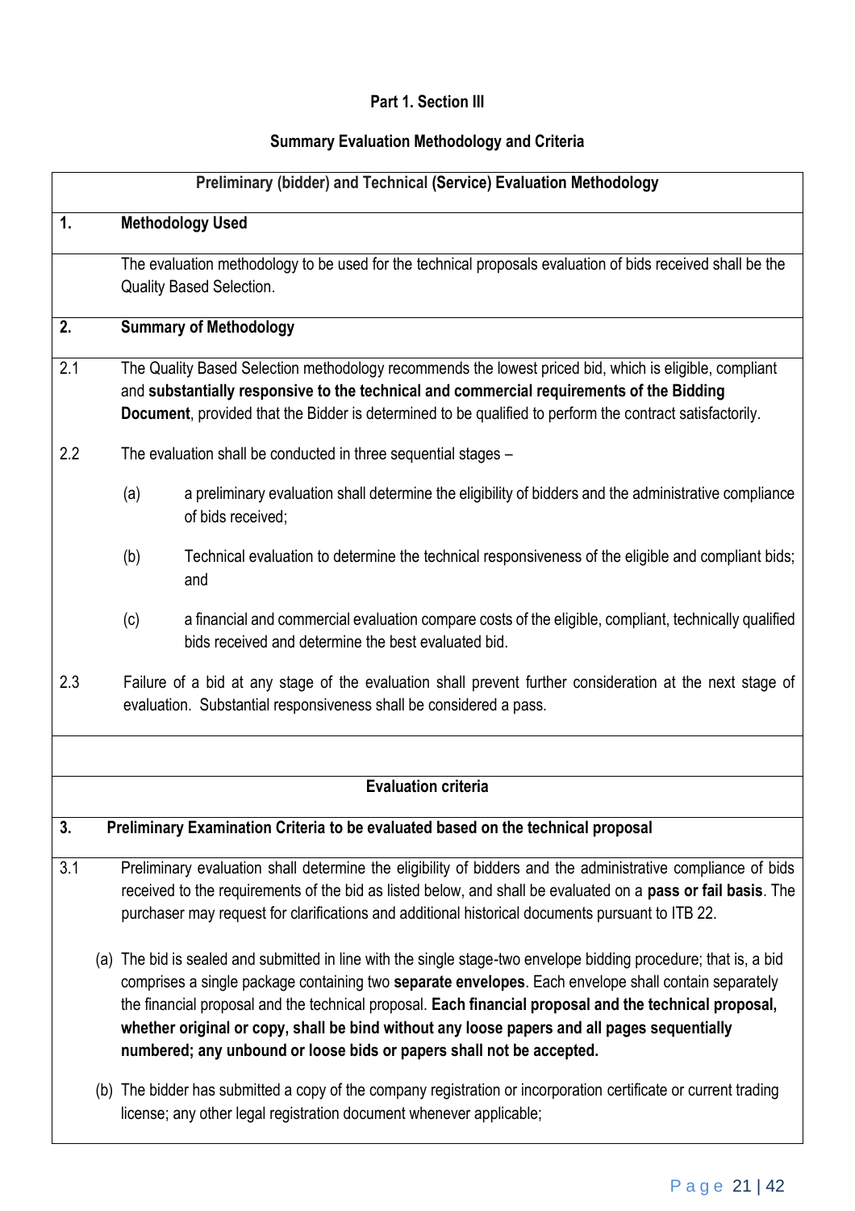**Part 1. Section III**

**Summary Evaluation Methodology and Criteria**

**Preliminary (bidder) and Technical (Service) Evaluation Methodology**

**1. Methodology Used**

The evaluation methodology to be used for the technical proposals evaluation of bids received shall be the Quality Based Selection.

**2. Summary of Methodology**

2.1 The Quality Based Selection methodology recommends the lowest priced bid, which is eligible, compliant and **substantially responsive to the technical and commercial requirements of the Bidding Document**, provided that the Bidder is determined to be qualified to perform the contract satisfactorily.

2.2 The evaluation shall be conducted in three sequential stages –

(a) a preliminary evaluation shall determine the eligibility of bidders and the administrative compliance of bids received;

(b) Technical evaluation to determine the technical responsiveness of the eligible and compliant bids; and

(c) a financial and commercial evaluation compare costs of the eligible, compliant, technically qualified bids received and determine the best evaluated bid.

2.3 Failure of a bid at any stage of the evaluation shall prevent further consideration at the next stage of evaluation. Substantial responsiveness shall be considered a pass.

**Evaluation criteria**

**3. Preliminary Examination Criteria to be evaluated based on the technical proposal**

3.1 Preliminary evaluation shall determine the eligibility of bidders and the administrative compliance of bids received to the requirements of the bid as listed below, and shall be evaluated on a **pass or fail basis**. The purchaser may request for clarifications and additional historical documents pursuant to ITB 22.

(a) The bid is sealed and submitted in line with the single stage-two envelope bidding procedure; that is, a bid comprises a single package containing two **separate envelopes**. Each envelope shall contain separately the financial proposal and the technical proposal. **Each financial proposal and the technical proposal, whether original or copy, shall be bind without any loose papers and all pages sequentially numbered; any unbound or loose bids or papers shall not be accepted.**

(b) The bidder has submitted a copy of the company registration or incorporation certificate or current trading license; any other legal registration document whenever applicable;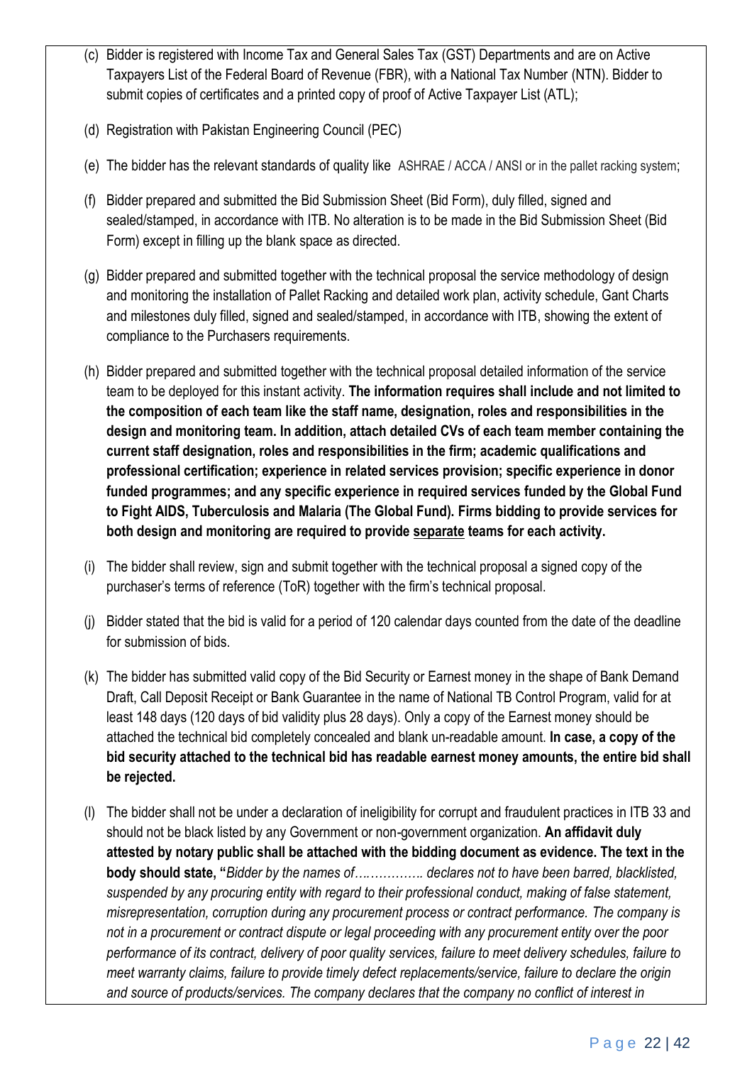(c) Bidder is registered with Income Tax and General Sales Tax (GST) Departments and are on Active Taxpayers List of the Federal Board of Revenue (FBR), with a National Tax Number (NTN). Bidder to submit copies of certificates and a printed copy of proof of Active Taxpayer List (ATL);

(d) Registration with Pakistan Engineering Council (PEC)

(e) The bidder has the relevant standards of quality like ASHRAE / ACCA / ANSI or in the pallet racking system;

(f) Bidder prepared and submitted the Bid Submission Sheet (Bid Form), duly filled, signed and sealed/stamped, in accordance with ITB. No alteration is to be made in the Bid Submission Sheet (Bid Form) except in filling up the blank space as directed.

(g) Bidder prepared and submitted together with the technical proposal the service methodology of design and monitoring the installation of Pallet Racking and detailed work plan, activity schedule, Gant Charts and milestones duly filled, signed and sealed/stamped, in accordance with ITB, showing the extent of compliance to the Purchasers requirements.

(h) Bidder prepared and submitted together with the technical proposal detailed information of the service team to be deployed for this instant activity. **The information requires shall include and not limited to the composition of each team like the staff name, designation, roles and responsibilities in the design and monitoring team. In addition, attach detailed CVs of each team member containing the current staff designation, roles and responsibilities in the firm; academic qualifications and professional certification; experience in related services provision; specific experience in donor funded programmes; and any specific experience in required services funded by the Global Fund to Fight AIDS, Tuberculosis and Malaria (The Global Fund). Firms bidding to provide services for both design and monitoring are required to provide <u>separate</u> teams for each activity.**

(i) The bidder shall review, sign and submit together with the technical proposal a signed copy of the purchaser's terms of reference (ToR) together with the firm's technical proposal.

(j) Bidder stated that the bid is valid for a period of 120 calendar days counted from the date of the deadline for submission of bids.

(k) The bidder has submitted valid copy of the Bid Security or Earnest money in the shape of Bank Demand Draft, Call Deposit Receipt or Bank Guarantee in the name of National TB Control Program, valid for at least 148 days (120 days of bid validity plus 28 days). Only a copy of the Earnest money should be attached the technical bid completely concealed and blank un-readable amount. **In case, a copy of the bid security attached to the technical bid has readable earnest money amounts, the entire bid shall be rejected.**

(l) The bidder shall not be under a declaration of ineligibility for corrupt and fraudulent practices in ITB 33 and should not be black listed by any Government or non-government organization. **An affidavit duly attested by notary public shall be attached with the bidding document as evidence. The text in the body should state, "***Bidder by the names of……………. declares not to have been barred, blacklisted, suspended by any procuring entity with regard to their professional conduct, making of false statement, misrepresentation, corruption during any procurement process or contract performance. The company is not in a procurement or contract dispute or legal proceeding with any procurement entity over the poor performance of its contract, delivery of poor quality services, failure to meet delivery schedules, failure to meet warranty claims, failure to provide timely defect replacements/service, failure to declare the origin and source of products/services. The company declares that the company no conflict of interest in*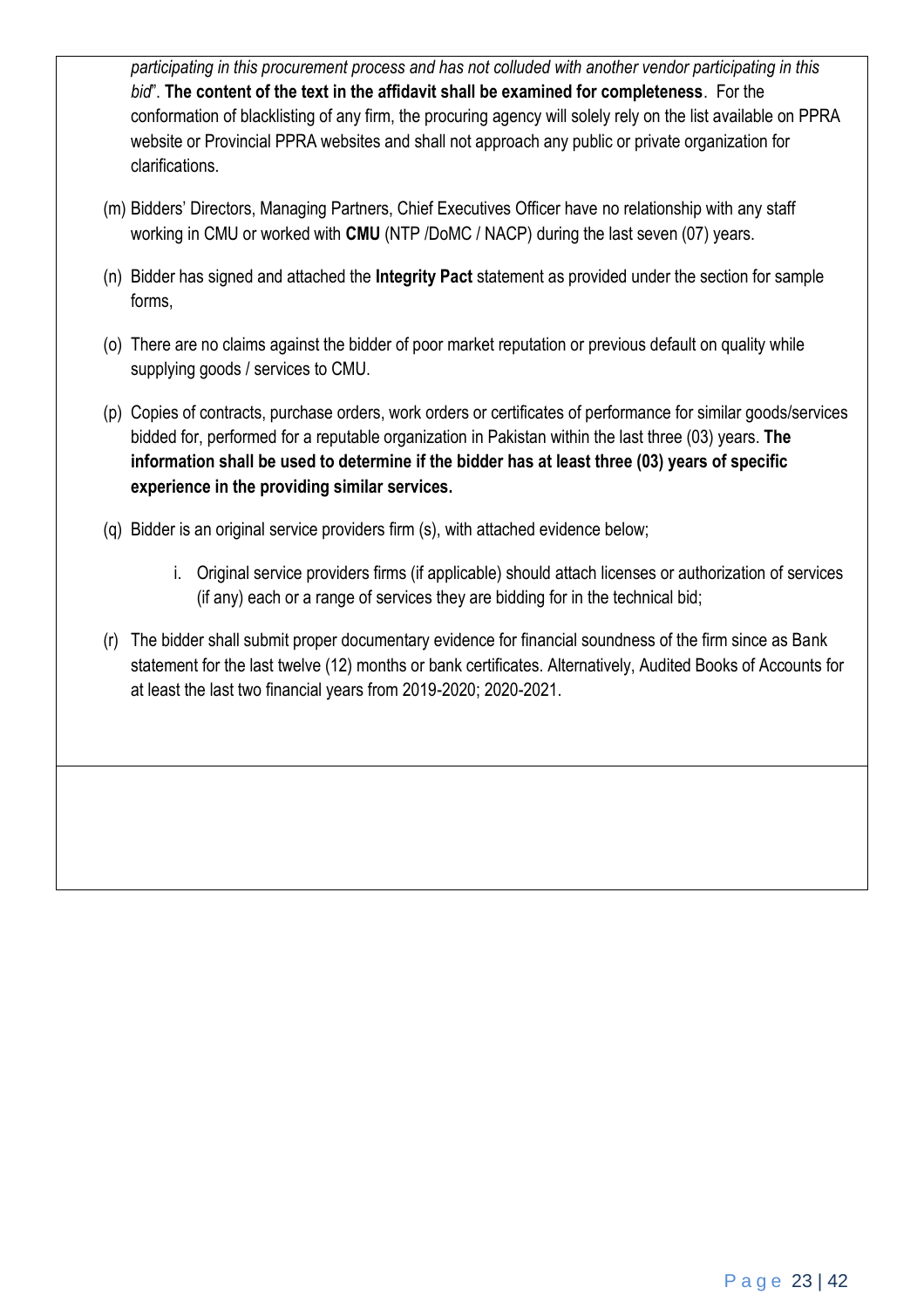*participating in this procurement process and has not colluded with another vendor participating in this bid*". **The content of the text in the affidavit shall be examined for completeness**. For the conformation of blacklisting of any firm, the procuring agency will solely rely on the list available on PPRA website or Provincial PPRA websites and shall not approach any public or private organization for clarifications.

(m) Bidders' Directors, Managing Partners, Chief Executives Officer have no relationship with any staff working in CMU or worked with **CMU** (NTP /DoMC / NACP) during the last seven (07) years.

(n) Bidder has signed and attached the **Integrity Pact** statement as provided under the section for sample forms,

(o) There are no claims against the bidder of poor market reputation or previous default on quality while supplying goods / services to CMU.

(p) Copies of contracts, purchase orders, work orders or certificates of performance for similar goods/services bidded for, performed for a reputable organization in Pakistan within the last three (03) years. **The information shall be used to determine if the bidder has at least three (03) years of specific experience in the providing similar services.**

(q) Bidder is an original service providers firm (s), with attached evidence below;

   i. Original service providers firms (if applicable) should attach licenses or authorization of services (if any) each or a range of services they are bidding for in the technical bid;

(r) The bidder shall submit proper documentary evidence for financial soundness of the firm since as Bank statement for the last twelve (12) months or bank certificates. Alternatively, Audited Books of Accounts for at least the last two financial years from 2019-2020; 2020-2021.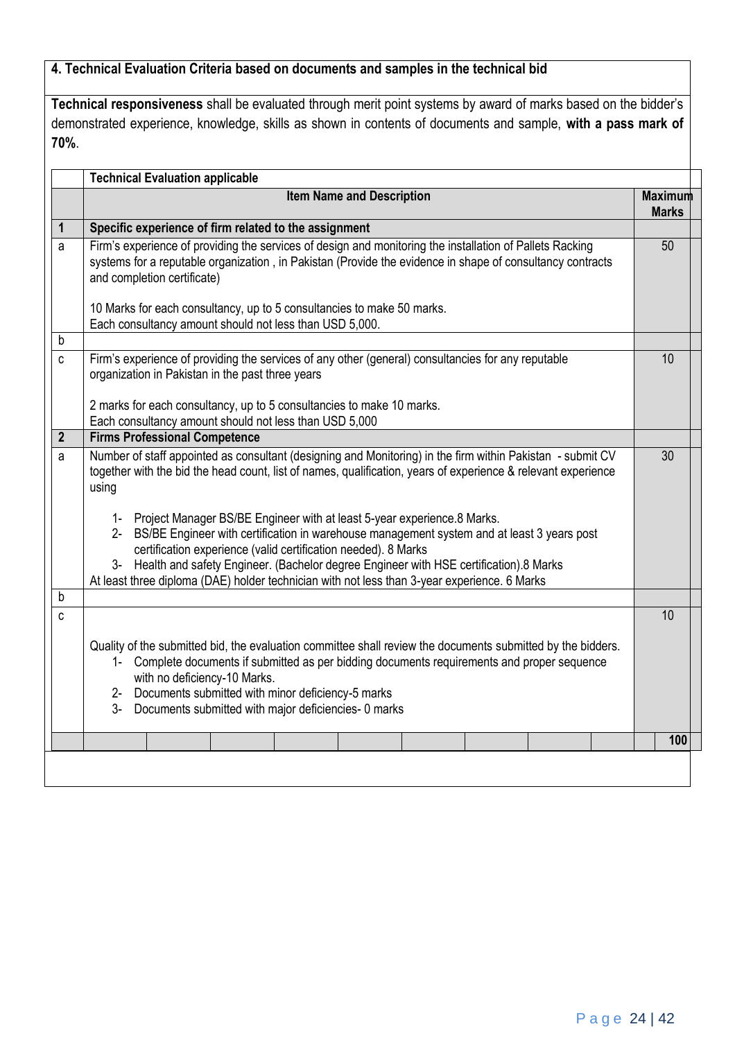**4. Technical Evaluation Criteria based on documents and samples in the technical bid**

**Technical responsiveness** shall be evaluated through merit point systems by award of marks based on the bidder's demonstrated experience, knowledge, skills as shown in contents of documents and sample, **with a pass mark of 70%**.

| | **Technical Evaluation applicable** | |
|---|---|---|
| | **Item Name and Description** | **Maximum Marks** |
| **1** | **Specific experience of firm related to the assignment** | |
| a | Firm's experience of providing the services of design and monitoring the installation of Pallets Racking systems for a reputable organization , in Pakistan (Provide the evidence in shape of consultancy contracts and completion certificate)<br><br>10 Marks for each consultancy, up to 5 consultancies to make 50 marks.<br>Each consultancy amount should not less than USD 5,000. | 50 |
| b | | |
| c | Firm's experience of providing the services of any other (general) consultancies for any reputable organization in Pakistan in the past three years<br><br>2 marks for each consultancy, up to 5 consultancies to make 10 marks.<br>Each consultancy amount should not less than USD 5,000 | 10 |
| **2** | **Firms Professional Competence** | |
| a | Number of staff appointed as consultant (designing and Monitoring) in the firm within Pakistan - submit CV together with the bid the head count, list of names, qualification, years of experience & relevant experience using<br><br>1- Project Manager BS/BE Engineer with at least 5-year experience.8 Marks.<br>2- BS/BE Engineer with certification in warehouse management system and at least 3 years post certification experience (valid certification needed). 8 Marks<br>3- Health and safety Engineer. (Bachelor degree Engineer with HSE certification).8 Marks<br>At least three diploma (DAE) holder technician with not less than 3-year experience. 6 Marks | 30 |
| b | | |
| c | Quality of the submitted bid, the evaluation committee shall review the documents submitted by the bidders.<br>1- Complete documents if submitted as per bidding documents requirements and proper sequence with no deficiency-10 Marks.<br>2- Documents submitted with minor deficiency-5 marks<br>3- Documents submitted with major deficiencies- 0 marks | 10 |
| | | **100** |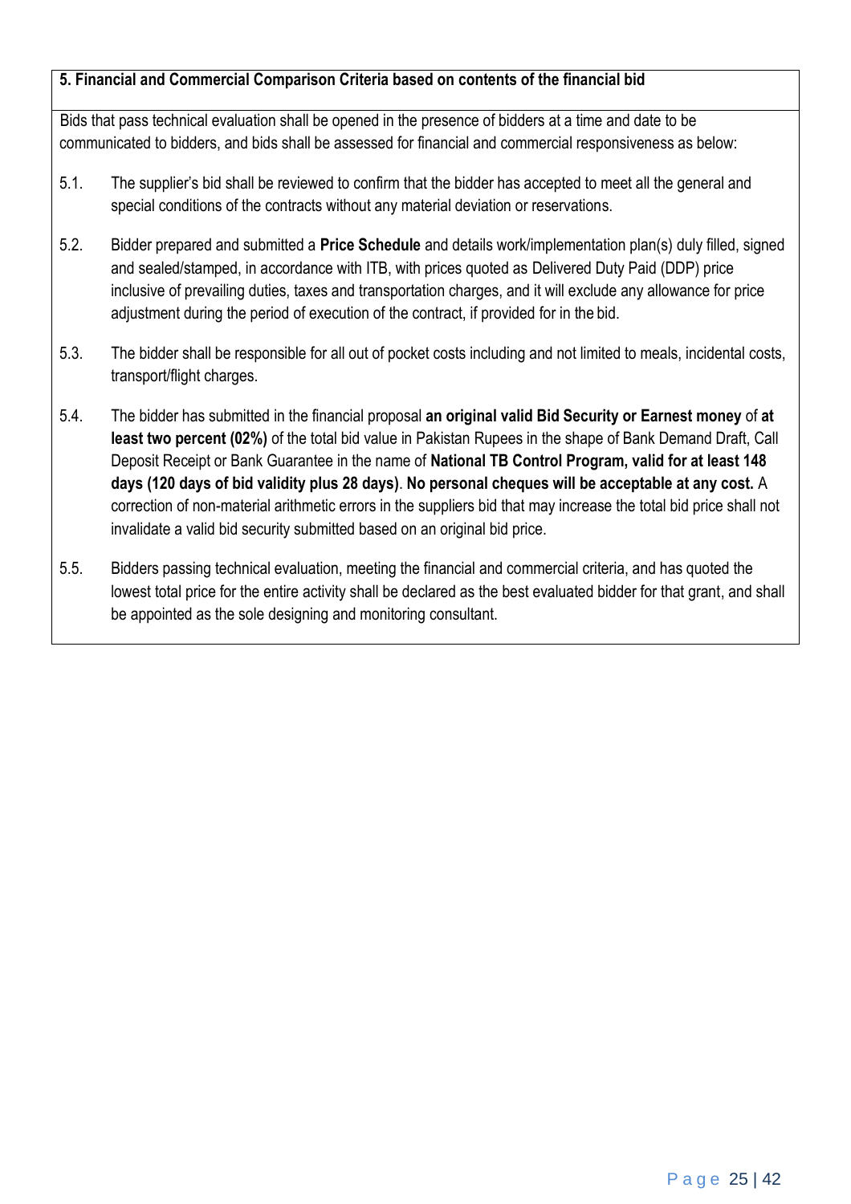**5. Financial and Commercial Comparison Criteria based on contents of the financial bid**

Bids that pass technical evaluation shall be opened in the presence of bidders at a time and date to be communicated to bidders, and bids shall be assessed for financial and commercial responsiveness as below:

5.1. The supplier's bid shall be reviewed to confirm that the bidder has accepted to meet all the general and special conditions of the contracts without any material deviation or reservations.

5.2. Bidder prepared and submitted a **Price Schedule** and details work/implementation plan(s) duly filled, signed and sealed/stamped, in accordance with ITB, with prices quoted as Delivered Duty Paid (DDP) price inclusive of prevailing duties, taxes and transportation charges, and it will exclude any allowance for price adjustment during the period of execution of the contract, if provided for in the bid.

5.3. The bidder shall be responsible for all out of pocket costs including and not limited to meals, incidental costs, transport/flight charges.

5.4. The bidder has submitted in the financial proposal **an original valid Bid Security or Earnest money** of **at least two percent (02%)** of the total bid value in Pakistan Rupees in the shape of Bank Demand Draft, Call Deposit Receipt or Bank Guarantee in the name of **National TB Control Program, valid for at least 148 days (120 days of bid validity plus 28 days)**. **No personal cheques will be acceptable at any cost.** A correction of non-material arithmetic errors in the suppliers bid that may increase the total bid price shall not invalidate a valid bid security submitted based on an original bid price.

5.5. Bidders passing technical evaluation, meeting the financial and commercial criteria, and has quoted the lowest total price for the entire activity shall be declared as the best evaluated bidder for that grant, and shall be appointed as the sole designing and monitoring consultant.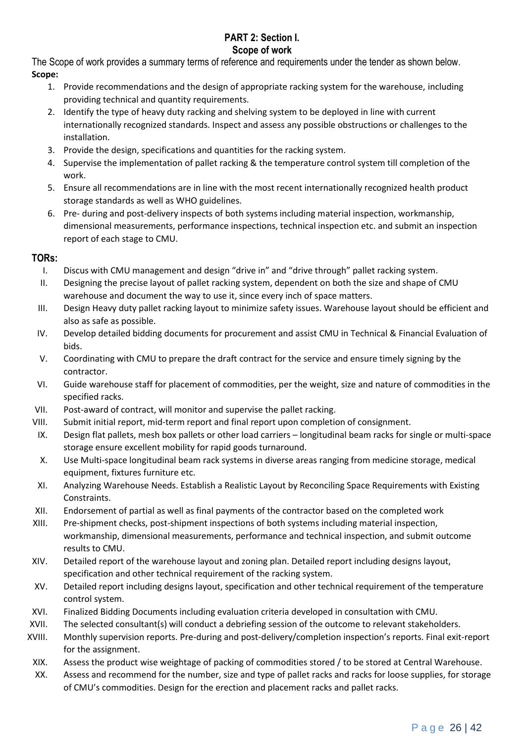## PART 2: Section I.
## Scope of work

The Scope of work provides a summary terms of reference and requirements under the tender as shown below.

**Scope:**

1. Provide recommendations and the design of appropriate racking system for the warehouse, including providing technical and quantity requirements.
2. Identify the type of heavy duty racking and shelving system to be deployed in line with current internationally recognized standards. Inspect and assess any possible obstructions or challenges to the installation.
3. Provide the design, specifications and quantities for the racking system.
4. Supervise the implementation of pallet racking & the temperature control system till completion of the work.
5. Ensure all recommendations are in line with the most recent internationally recognized health product storage standards as well as WHO guidelines.
6. Pre- during and post-delivery inspects of both systems including material inspection, workmanship, dimensional measurements, performance inspections, technical inspection etc. and submit an inspection report of each stage to CMU.

### TORs:

I. Discus with CMU management and design "drive in" and "drive through" pallet racking system.
II. Designing the precise layout of pallet racking system, dependent on both the size and shape of CMU warehouse and document the way to use it, since every inch of space matters.
III. Design Heavy duty pallet racking layout to minimize safety issues. Warehouse layout should be efficient and also as safe as possible.
IV. Develop detailed bidding documents for procurement and assist CMU in Technical & Financial Evaluation of bids.
V. Coordinating with CMU to prepare the draft contract for the service and ensure timely signing by the contractor.
VI. Guide warehouse staff for placement of commodities, per the weight, size and nature of commodities in the specified racks.
VII. Post-award of contract, will monitor and supervise the pallet racking.
VIII. Submit initial report, mid-term report and final report upon completion of consignment.
IX. Design flat pallets, mesh box pallets or other load carriers – longitudinal beam racks for single or multi-space storage ensure excellent mobility for rapid goods turnaround.
X. Use Multi-space longitudinal beam rack systems in diverse areas ranging from medicine storage, medical equipment, fixtures furniture etc.
XI. Analyzing Warehouse Needs. Establish a Realistic Layout by Reconciling Space Requirements with Existing Constraints.
XII. Endorsement of partial as well as final payments of the contractor based on the completed work
XIII. Pre-shipment checks, post-shipment inspections of both systems including material inspection, workmanship, dimensional measurements, performance and technical inspection, and submit outcome results to CMU.
XIV. Detailed report of the warehouse layout and zoning plan. Detailed report including designs layout, specification and other technical requirement of the racking system.
XV. Detailed report including designs layout, specification and other technical requirement of the temperature control system.
XVI. Finalized Bidding Documents including evaluation criteria developed in consultation with CMU.
XVII. The selected consultant(s) will conduct a debriefing session of the outcome to relevant stakeholders.
XVIII. Monthly supervision reports. Pre-during and post-delivery/completion inspection's reports. Final exit-report for the assignment.
XIX. Assess the product wise weightage of packing of commodities stored / to be stored at Central Warehouse.
XX. Assess and recommend for the number, size and type of pallet racks and racks for loose supplies, for storage of CMU's commodities. Design for the erection and placement racks and pallet racks.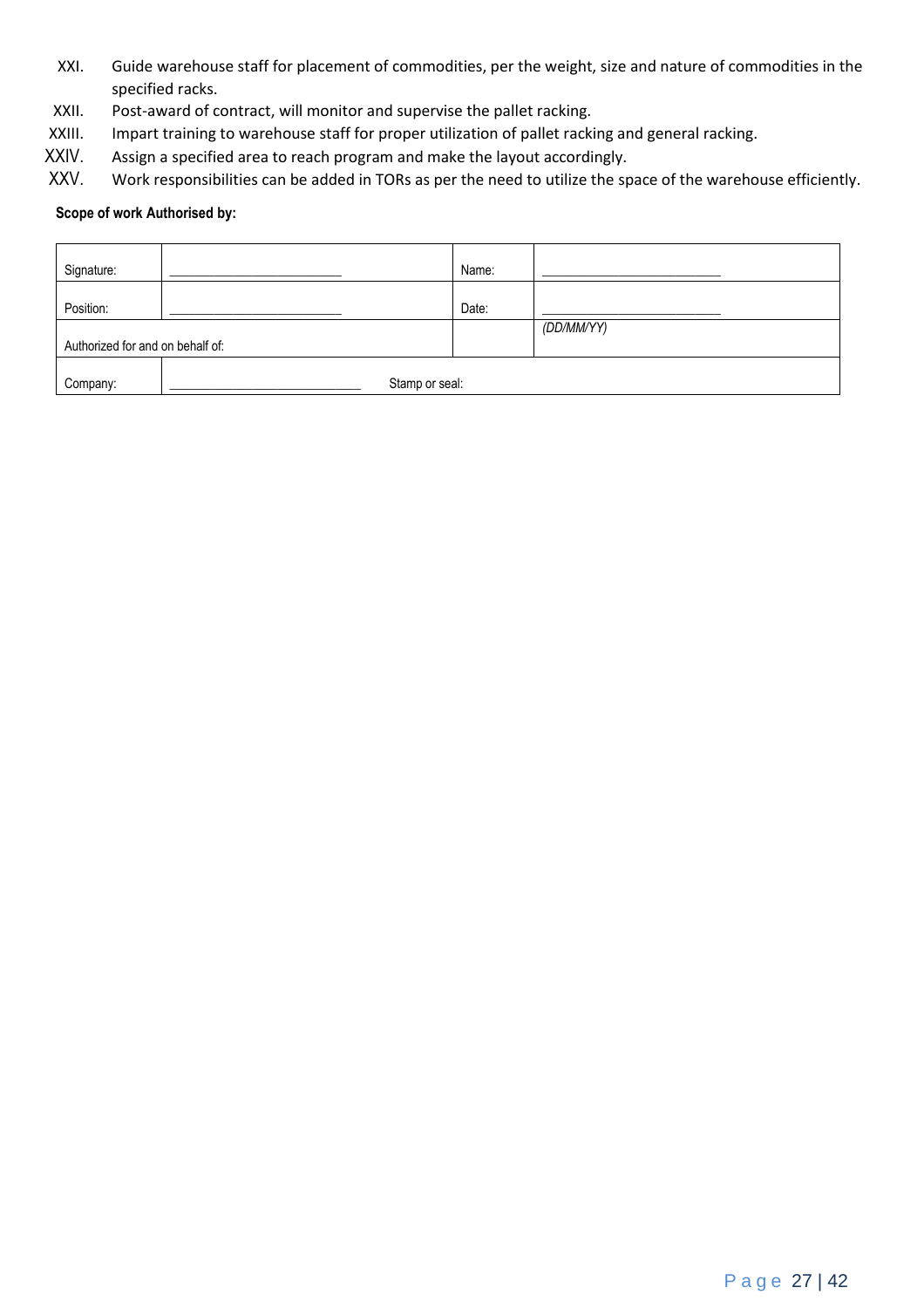XXI. Guide warehouse staff for placement of commodities, per the weight, size and nature of commodities in the specified racks.
XXII. Post-award of contract, will monitor and supervise the pallet racking.
XXIII. Impart training to warehouse staff for proper utilization of pallet racking and general racking.
XXIV. Assign a specified area to reach program and make the layout accordingly.
XXV. Work responsibilities can be added in TORs as per the need to utilize the space of the warehouse efficiently.

**Scope of work Authorised by:**

| | | | |
|---|---|---|---|
| Signature: | ________________________ | Name: | ________________________ |
| Position: | ________________________ | Date: | ________________________ |
| Authorized for and on behalf of: | | | *(DD/MM/YY)* |
| Company: | ____________________________ Stamp or seal: | | |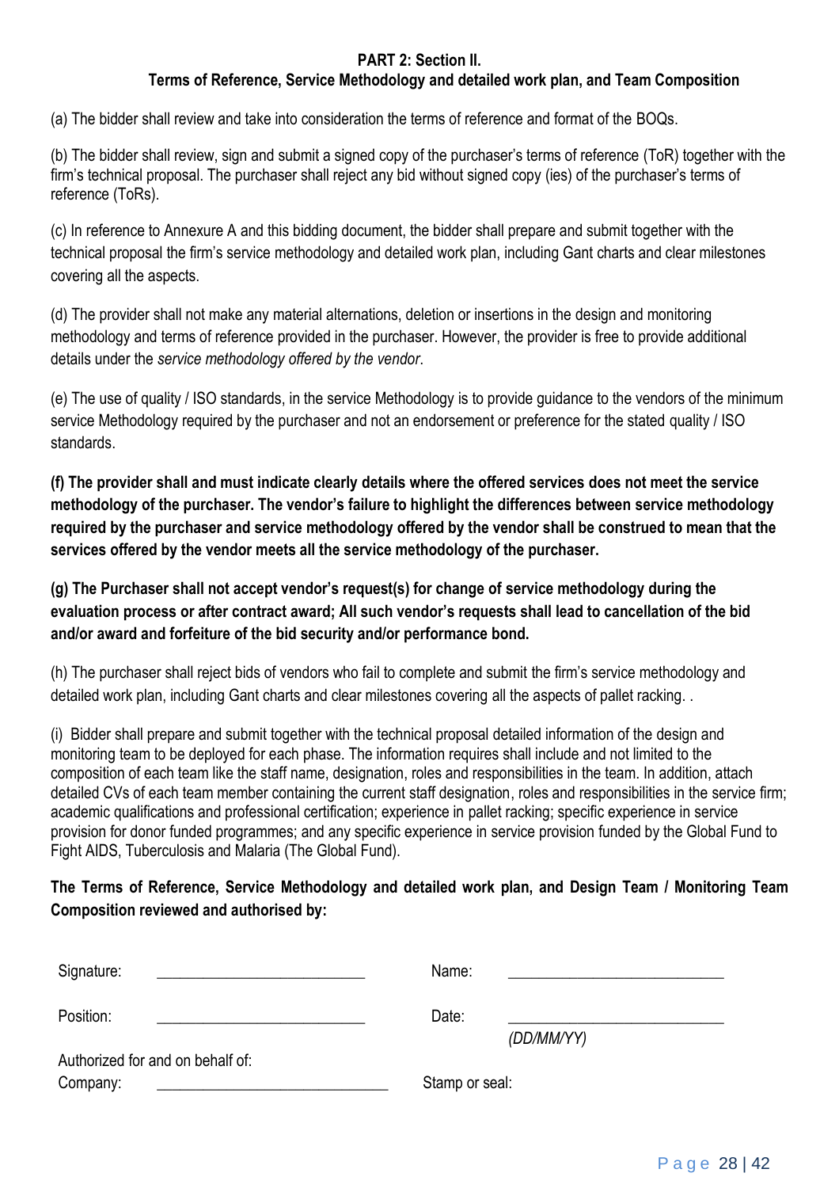## PART 2: Section II.

## Terms of Reference, Service Methodology and detailed work plan, and Team Composition

(a) The bidder shall review and take into consideration the terms of reference and format of the BOQs.

(b) The bidder shall review, sign and submit a signed copy of the purchaser's terms of reference (ToR) together with the firm's technical proposal. The purchaser shall reject any bid without signed copy (ies) of the purchaser's terms of reference (ToRs).

(c) In reference to Annexure A and this bidding document, the bidder shall prepare and submit together with the technical proposal the firm's service methodology and detailed work plan, including Gant charts and clear milestones covering all the aspects.

(d) The provider shall not make any material alternations, deletion or insertions in the design and monitoring methodology and terms of reference provided in the purchaser. However, the provider is free to provide additional details under the *service methodology offered by the vendor*.

(e) The use of quality / ISO standards, in the service Methodology is to provide guidance to the vendors of the minimum service Methodology required by the purchaser and not an endorsement or preference for the stated quality / ISO standards.

**(f) The provider shall and must indicate clearly details where the offered services does not meet the service methodology of the purchaser. The vendor's failure to highlight the differences between service methodology required by the purchaser and service methodology offered by the vendor shall be construed to mean that the services offered by the vendor meets all the service methodology of the purchaser.**

**(g) The Purchaser shall not accept vendor's request(s) for change of service methodology during the evaluation process or after contract award; All such vendor's requests shall lead to cancellation of the bid and/or award and forfeiture of the bid security and/or performance bond.**

(h) The purchaser shall reject bids of vendors who fail to complete and submit the firm's service methodology and detailed work plan, including Gant charts and clear milestones covering all the aspects of pallet racking. .

(i) Bidder shall prepare and submit together with the technical proposal detailed information of the design and monitoring team to be deployed for each phase. The information requires shall include and not limited to the composition of each team like the staff name, designation, roles and responsibilities in the team. In addition, attach detailed CVs of each team member containing the current staff designation, roles and responsibilities in the service firm; academic qualifications and professional certification; experience in pallet racking; specific experience in service provision for donor funded programmes; and any specific experience in service provision funded by the Global Fund to Fight AIDS, Tuberculosis and Malaria (The Global Fund).

**The Terms of Reference, Service Methodology and detailed work plan, and Design Team / Monitoring Team Composition reviewed and authorised by:**

Signature: ___________________________ Name: ___________________________

Position: ___________________________ Date: ___________________________ *(DD/MM/YY)*

Authorized for and on behalf of:

Company: ___________________________ Stamp or seal: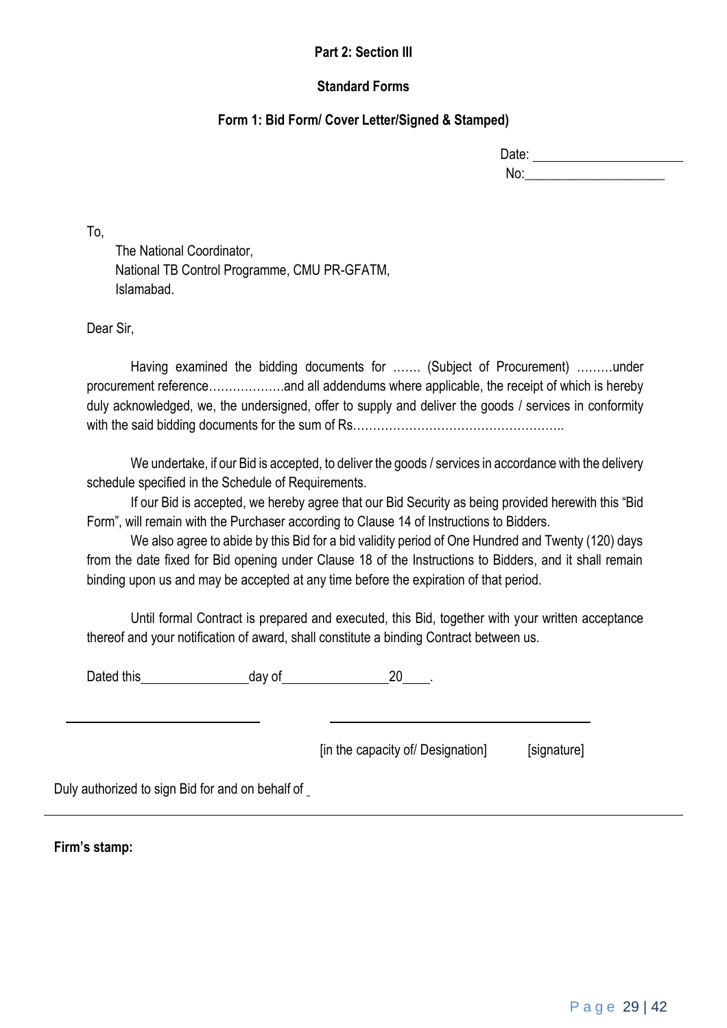**Part 2: Section III**

**Standard Forms**

**Form 1: Bid Form/ Cover Letter/Signed & Stamped)**

Date: ____________________

No: ____________________

To,

The National Coordinator,
National TB Control Programme, CMU PR-GFATM,
Islamabad.

Dear Sir,

Having examined the bidding documents for ……. (Subject of Procurement) ………under procurement reference……………….and all addendums where applicable, the receipt of which is hereby duly acknowledged, we, the undersigned, offer to supply and deliver the goods / services in conformity with the said bidding documents for the sum of Rs……………………………………………..

We undertake, if our Bid is accepted, to deliver the goods / services in accordance with the delivery schedule specified in the Schedule of Requirements.

If our Bid is accepted, we hereby agree that our Bid Security as being provided herewith this "Bid Form", will remain with the Purchaser according to Clause 14 of Instructions to Bidders.

We also agree to abide by this Bid for a bid validity period of One Hundred and Twenty (120) days from the date fixed for Bid opening under Clause 18 of the Instructions to Bidders, and it shall remain binding upon us and may be accepted at any time before the expiration of that period.

Until formal Contract is prepared and executed, this Bid, together with your written acceptance thereof and your notification of award, shall constitute a binding Contract between us.

Dated this ______________ day of ______________ 20____.

__________________________ &nbsp;&nbsp;&nbsp;&nbsp; __________________________________

[in the capacity of/ Designation] &nbsp;&nbsp;&nbsp;&nbsp; [signature]

Duly authorized to sign Bid for and on behalf of ____________________________________________

**Firm's stamp:**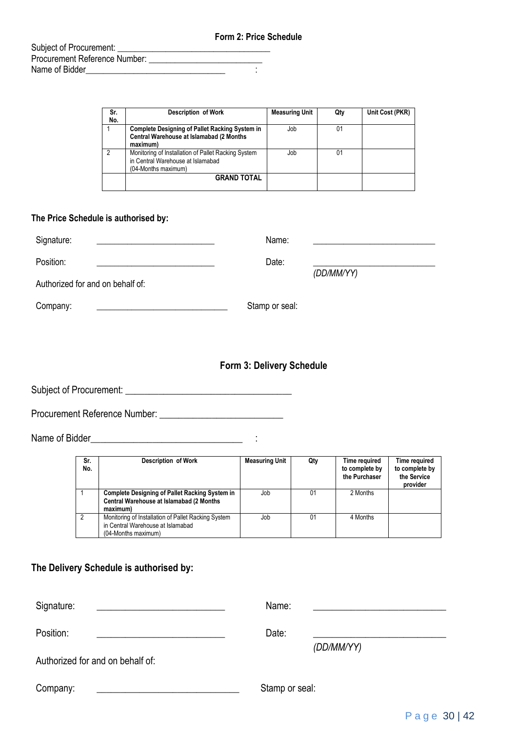## Form 2: Price Schedule

Subject of Procurement: ________________________________

Procurement Reference Number: ________________________

Name of Bidder______________________________ :

| Sr. No. | Description of Work | Measuring Unit | Qty | Unit Cost (PKR) |
|---|---|---|---|---|
| 1 | **Complete Designing of Pallet Racking System in Central Warehouse at Islamabad (2 Months maximum)** | Job | 01 | |
| 2 | Monitoring of Installation of Pallet Racking System in Central Warehouse at Islamabad (04-Months maximum) | Job | 01 | |
| | **GRAND TOTAL** | | | |

**The Price Schedule is authorised by:**

Signature: ________________________ Name: ________________________

Position: ________________________ Date: ________________________ *(DD/MM/YY)*

Authorized for and on behalf of:

Company: ___________________________ Stamp or seal:

## Form 3: Delivery Schedule

Subject of Procurement: ________________________________

Procurement Reference Number: ________________________

Name of Bidder______________________________ :

| Sr. No. | Description of Work | Measuring Unit | Qty | Time required to complete by the Purchaser | Time required to complete by the Service provider |
|---|---|---|---|---|---|
| 1 | **Complete Designing of Pallet Racking System in Central Warehouse at Islamabad (2 Months maximum)** | Job | 01 | 2 Months | |
| 2 | Monitoring of Installation of Pallet Racking System in Central Warehouse at Islamabad (04-Months maximum) | Job | 01 | 4 Months | |

**The Delivery Schedule is authorised by:**

Signature: ________________________ Name: ________________________

Position: ________________________ Date: ________________________ *(DD/MM/YY)*

Authorized for and on behalf of:

Company: ___________________________ Stamp or seal: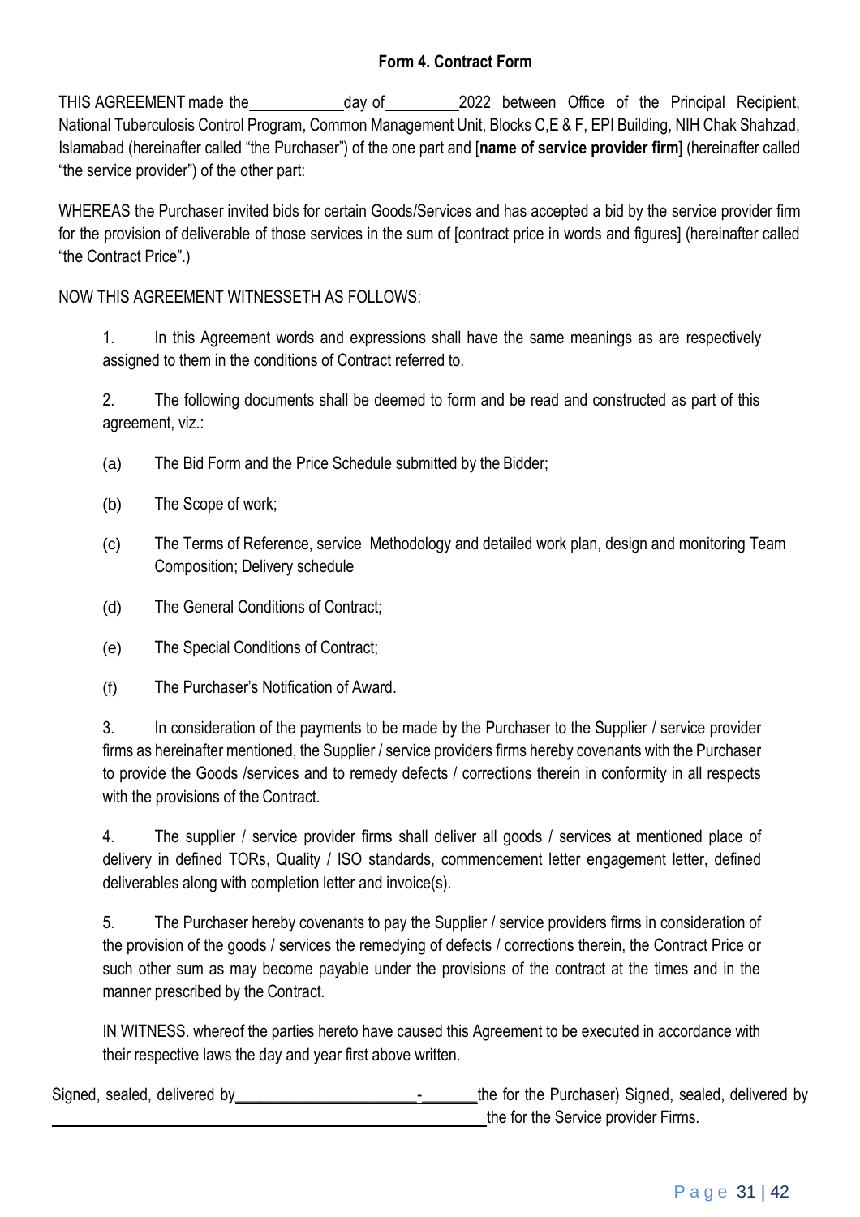### Form 4. Contract Form

THIS AGREEMENT made the\_\_\_\_\_\_\_\_\_\_\_\_day of\_\_\_\_\_\_\_\_\_\_2022 between Office of the Principal Recipient, National Tuberculosis Control Program, Common Management Unit, Blocks C,E & F, EPI Building, NIH Chak Shahzad, Islamabad (hereinafter called "the Purchaser") of the one part and [**name of service provider firm**] (hereinafter called "the service provider") of the other part:

WHEREAS the Purchaser invited bids for certain Goods/Services and has accepted a bid by the service provider firm for the provision of deliverable of those services in the sum of [contract price in words and figures] (hereinafter called "the Contract Price".)

NOW THIS AGREEMENT WITNESSETH AS FOLLOWS:

1. In this Agreement words and expressions shall have the same meanings as are respectively assigned to them in the conditions of Contract referred to.

2. The following documents shall be deemed to form and be read and constructed as part of this agreement, viz.:

(a) The Bid Form and the Price Schedule submitted by the Bidder;

(b) The Scope of work;

(c) The Terms of Reference, service Methodology and detailed work plan, design and monitoring Team Composition; Delivery schedule

(d) The General Conditions of Contract;

(e) The Special Conditions of Contract;

(f) The Purchaser's Notification of Award.

3. In consideration of the payments to be made by the Purchaser to the Supplier / service provider firms as hereinafter mentioned, the Supplier / service providers firms hereby covenants with the Purchaser to provide the Goods /services and to remedy defects / corrections therein in conformity in all respects with the provisions of the Contract.

4. The supplier / service provider firms shall deliver all goods / services at mentioned place of delivery in defined TORs, Quality / ISO standards, commencement letter engagement letter, defined deliverables along with completion letter and invoice(s).

5. The Purchaser hereby covenants to pay the Supplier / service providers firms in consideration of the provision of the goods / services the remedying of defects / corrections therein, the Contract Price or such other sum as may become payable under the provisions of the contract at the times and in the manner prescribed by the Contract.

IN WITNESS. whereof the parties hereto have caused this Agreement to be executed in accordance with their respective laws the day and year first above written.

Signed, sealed, delivered by\_\_\_\_\_\_\_\_\_\_\_\_\_\_\_\_\_\_\_\_\_\_\_\_-\_\_\_\_\_\_\_\_the for the Purchaser) Signed, sealed, delivered by \_\_\_\_\_\_\_\_\_\_\_\_\_\_\_\_\_\_\_\_\_\_\_\_\_\_\_\_\_\_\_\_\_\_\_\_\_\_\_\_\_\_\_\_\_\_\_\_\_\_\_\_\_\_\_\_the for the Service provider Firms.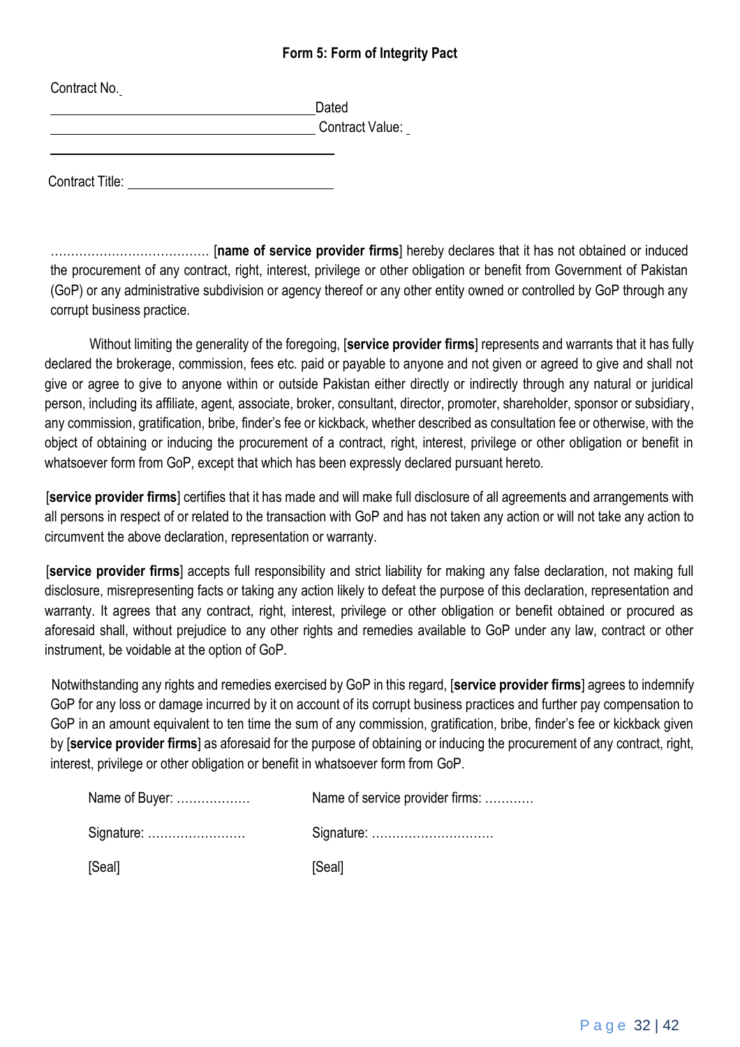### Form 5: Form of Integrity Pact

Contract No. \_\_\_\_\_\_\_\_\_\_\_\_\_\_\_\_\_\_\_\_\_\_\_\_\_\_\_\_\_\_\_\_\_\_\_\_\_\_\_\_ Dated

\_\_\_\_\_\_\_\_\_\_\_\_\_\_\_\_\_\_\_\_\_\_\_\_\_\_\_\_\_\_\_\_\_\_\_\_\_\_\_\_ Contract Value: \_

\_\_\_\_\_\_\_\_\_\_\_\_\_\_\_\_\_\_\_\_\_\_\_\_\_\_\_\_\_\_\_\_\_\_\_\_\_\_\_\_

Contract Title: \_\_\_\_\_\_\_\_\_\_\_\_\_\_\_\_\_\_\_\_\_\_\_\_\_\_\_\_\_\_\_\_

………………………………. [**name of service provider firms**] hereby declares that it has not obtained or induced the procurement of any contract, right, interest, privilege or other obligation or benefit from Government of Pakistan (GoP) or any administrative subdivision or agency thereof or any other entity owned or controlled by GoP through any corrupt business practice.

Without limiting the generality of the foregoing, [**service provider firms**] represents and warrants that it has fully declared the brokerage, commission, fees etc. paid or payable to anyone and not given or agreed to give and shall not give or agree to give to anyone within or outside Pakistan either directly or indirectly through any natural or juridical person, including its affiliate, agent, associate, broker, consultant, director, promoter, shareholder, sponsor or subsidiary, any commission, gratification, bribe, finder's fee or kickback, whether described as consultation fee or otherwise, with the object of obtaining or inducing the procurement of a contract, right, interest, privilege or other obligation or benefit in whatsoever form from GoP, except that which has been expressly declared pursuant hereto.

[**service provider firms**] certifies that it has made and will make full disclosure of all agreements and arrangements with all persons in respect of or related to the transaction with GoP and has not taken any action or will not take any action to circumvent the above declaration, representation or warranty.

[**service provider firms**] accepts full responsibility and strict liability for making any false declaration, not making full disclosure, misrepresenting facts or taking any action likely to defeat the purpose of this declaration, representation and warranty. It agrees that any contract, right, interest, privilege or other obligation or benefit obtained or procured as aforesaid shall, without prejudice to any other rights and remedies available to GoP under any law, contract or other instrument, be voidable at the option of GoP.

Notwithstanding any rights and remedies exercised by GoP in this regard, [**service provider firms**] agrees to indemnify GoP for any loss or damage incurred by it on account of its corrupt business practices and further pay compensation to GoP in an amount equivalent to ten time the sum of any commission, gratification, bribe, finder's fee or kickback given by [**service provider firms**] as aforesaid for the purpose of obtaining or inducing the procurement of any contract, right, interest, privilege or other obligation or benefit in whatsoever form from GoP.

Name of Buyer: ……………… Name of service provider firms: …………

Signature: …………………… Signature: …………………………

[Seal] [Seal]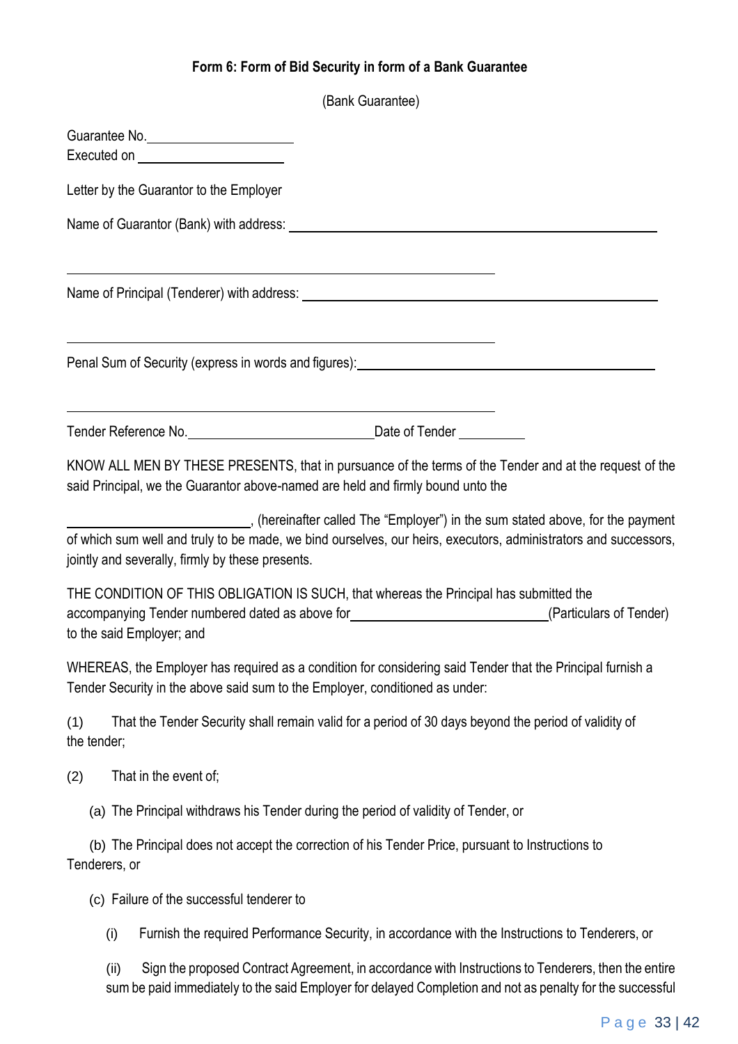### Form 6: Form of Bid Security in form of a Bank Guarantee

(Bank Guarantee)

Guarantee No.\_\_\_\_\_\_\_\_\_\_\_\_\_\_\_\_\_\_\_\_
Executed on \_\_\_\_\_\_\_\_\_\_\_\_\_\_\_\_\_\_\_\_

Letter by the Guarantor to the Employer

Name of Guarantor (Bank) with address: \_\_\_\_\_\_\_\_\_\_\_\_\_\_\_\_\_\_\_\_\_\_\_\_\_\_\_\_\_\_\_\_\_\_\_\_\_\_\_\_\_\_\_\_

\_\_\_\_\_\_\_\_\_\_\_\_\_\_\_\_\_\_\_\_\_\_\_\_\_\_\_\_\_\_\_\_\_\_\_\_\_\_\_\_\_\_\_\_\_\_\_\_\_\_\_\_\_\_\_\_

Name of Principal (Tenderer) with address: \_\_\_\_\_\_\_\_\_\_\_\_\_\_\_\_\_\_\_\_\_\_\_\_\_\_\_\_\_\_\_\_\_\_\_\_\_\_\_\_\_\_\_\_

\_\_\_\_\_\_\_\_\_\_\_\_\_\_\_\_\_\_\_\_\_\_\_\_\_\_\_\_\_\_\_\_\_\_\_\_\_\_\_\_\_\_\_\_\_\_\_\_\_\_\_\_\_\_\_\_

Penal Sum of Security (express in words and figures):\_\_\_\_\_\_\_\_\_\_\_\_\_\_\_\_\_\_\_\_\_\_\_\_\_\_\_\_\_\_\_\_\_\_\_\_\_\_\_\_

\_\_\_\_\_\_\_\_\_\_\_\_\_\_\_\_\_\_\_\_\_\_\_\_\_\_\_\_\_\_\_\_\_\_\_\_\_\_\_\_\_\_\_\_\_\_\_\_\_\_\_\_\_\_\_\_

Tender Reference No.\_\_\_\_\_\_\_\_\_\_\_\_\_\_\_\_\_\_\_\_\_\_\_\_\_\_\_Date of Tender \_\_\_\_\_\_\_\_\_\_

KNOW ALL MEN BY THESE PRESENTS, that in pursuance of the terms of the Tender and at the request of the said Principal, we the Guarantor above-named are held and firmly bound unto the

\_\_\_\_\_\_\_\_\_\_\_\_\_\_\_\_\_\_\_\_\_\_\_\_\_\_\_, (hereinafter called The "Employer") in the sum stated above, for the payment of which sum well and truly to be made, we bind ourselves, our heirs, executors, administrators and successors, jointly and severally, firmly by these presents.

THE CONDITION OF THIS OBLIGATION IS SUCH, that whereas the Principal has submitted the accompanying Tender numbered dated as above for\_\_\_\_\_\_\_\_\_\_\_\_\_\_\_\_\_\_\_\_\_\_\_\_\_\_\_\_\_(Particulars of Tender) to the said Employer; and

WHEREAS, the Employer has required as a condition for considering said Tender that the Principal furnish a Tender Security in the above said sum to the Employer, conditioned as under:

(1) That the Tender Security shall remain valid for a period of 30 days beyond the period of validity of the tender;

(2) That in the event of;

(a) The Principal withdraws his Tender during the period of validity of Tender, or

(b) The Principal does not accept the correction of his Tender Price, pursuant to Instructions to Tenderers, or

(c) Failure of the successful tenderer to

(i) Furnish the required Performance Security, in accordance with the Instructions to Tenderers, or

(ii) Sign the proposed Contract Agreement, in accordance with Instructions to Tenderers, then the entire sum be paid immediately to the said Employer for delayed Completion and not as penalty for the successful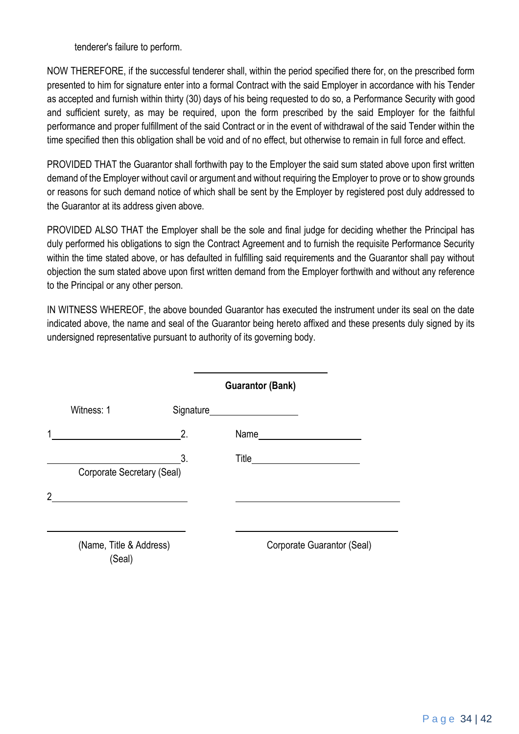tenderer's failure to perform.

NOW THEREFORE, if the successful tenderer shall, within the period specified there for, on the prescribed form presented to him for signature enter into a formal Contract with the said Employer in accordance with his Tender as accepted and furnish within thirty (30) days of his being requested to do so, a Performance Security with good and sufficient surety, as may be required, upon the form prescribed by the said Employer for the faithful performance and proper fulfillment of the said Contract or in the event of withdrawal of the said Tender within the time specified then this obligation shall be void and of no effect, but otherwise to remain in full force and effect.

PROVIDED THAT the Guarantor shall forthwith pay to the Employer the said sum stated above upon first written demand of the Employer without cavil or argument and without requiring the Employer to prove or to show grounds or reasons for such demand notice of which shall be sent by the Employer by registered post duly addressed to the Guarantor at its address given above.

PROVIDED ALSO THAT the Employer shall be the sole and final judge for deciding whether the Principal has duly performed his obligations to sign the Contract Agreement and to furnish the requisite Performance Security within the time stated above, or has defaulted in fulfilling said requirements and the Guarantor shall pay without objection the sum stated above upon first written demand from the Employer forthwith and without any reference to the Principal or any other person.

IN WITNESS WHEREOF, the above bounded Guarantor has executed the instrument under its seal on the date indicated above, the name and seal of the Guarantor being hereto affixed and these presents duly signed by its undersigned representative pursuant to authority of its governing body.

\_\_\_\_\_\_\_\_\_\_\_\_\_\_\_\_\_\_\_\_\_\_\_\_

**Guarantor (Bank)**

Witness: 1

1 \_\_\_\_\_\_\_\_\_\_\_\_\_\_\_\_\_\_\_\_\_\_\_\_

\_\_\_\_\_\_\_\_\_\_\_\_\_\_\_\_\_\_\_\_\_\_\_\_

Corporate Secretary (Seal)

2 \_\_\_\_\_\_\_\_\_\_\_\_\_\_\_\_\_\_\_\_\_\_\_\_

\_\_\_\_\_\_\_\_\_\_\_\_\_\_\_\_\_\_\_\_\_\_\_\_

(Name, Title & Address)
(Seal)

Signature \_\_\_\_\_\_\_\_\_\_\_\_\_\_\_\_

2. Name \_\_\_\_\_\_\_\_\_\_\_\_\_\_\_\_\_\_\_\_

3. Title \_\_\_\_\_\_\_\_\_\_\_\_\_\_\_\_\_\_\_\_

\_\_\_\_\_\_\_\_\_\_\_\_\_\_\_\_\_\_\_\_\_\_\_\_\_\_\_\_\_\_

\_\_\_\_\_\_\_\_\_\_\_\_\_\_\_\_\_\_\_\_\_\_\_\_\_\_\_\_\_\_

Corporate Guarantor (Seal)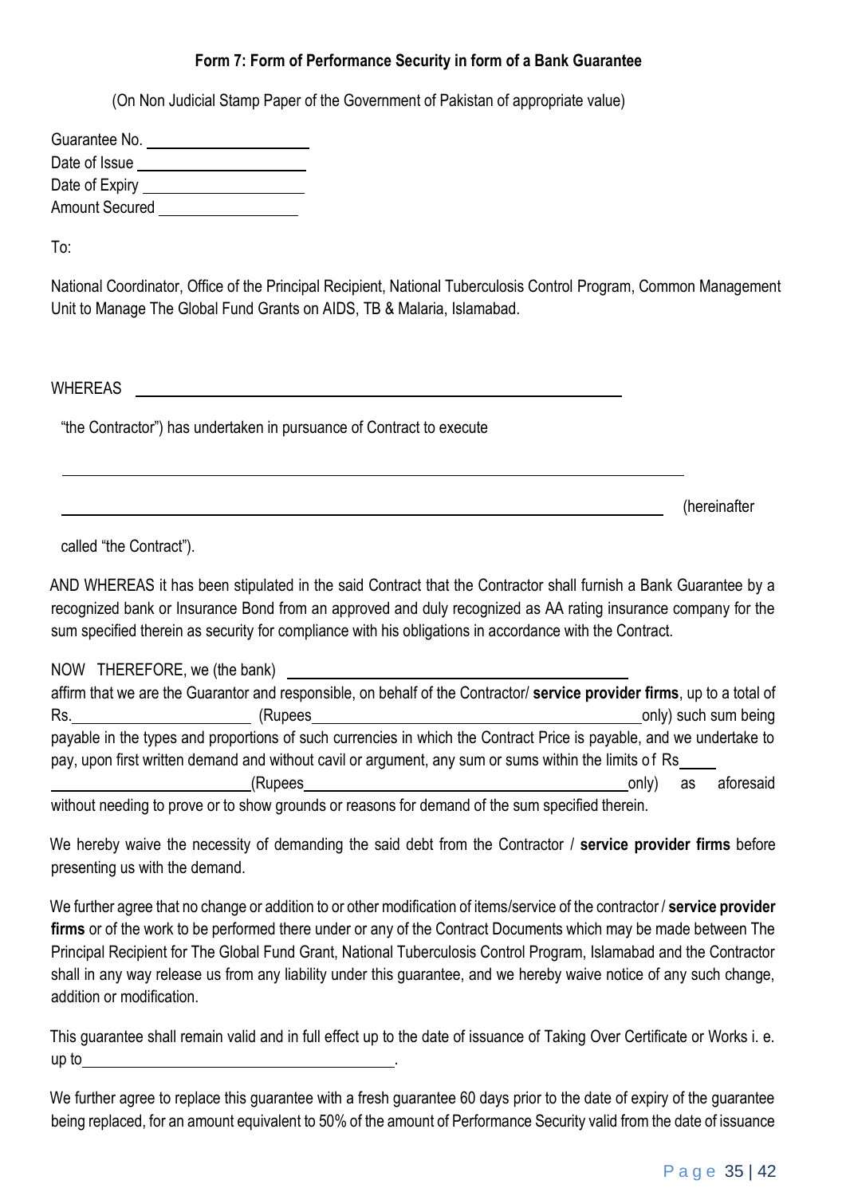### Form 7: Form of Performance Security in form of a Bank Guarantee

(On Non Judicial Stamp Paper of the Government of Pakistan of appropriate value)

Guarantee No. ____________________
Date of Issue ____________________
Date of Expiry ____________________
Amount Secured ________________

To:

National Coordinator, Office of the Principal Recipient, National Tuberculosis Control Program, Common Management Unit to Manage The Global Fund Grants on AIDS, TB & Malaria, Islamabad.

WHEREAS ____________________________________________________________

"the Contractor") has undertaken in pursuance of Contract to execute

________________________________________________________________________

________________________________________________________________________ (hereinafter called "the Contract").

AND WHEREAS it has been stipulated in the said Contract that the Contractor shall furnish a Bank Guarantee by a recognized bank or Insurance Bond from an approved and duly recognized as AA rating insurance company for the sum specified therein as security for compliance with his obligations in accordance with the Contract.

NOW THEREFORE, we (the bank) ____________________________________________ affirm that we are the Guarantor and responsible, on behalf of the Contractor/ **service provider firms**, up to a total of Rs.______________________ (Rupees__________________________________________only) such sum being payable in the types and proportions of such currencies in which the Contract Price is payable, and we undertake to pay, upon first written demand and without cavil or argument, any sum or sums within the limits of Rs____ ________________________(Rupees__________________________________________only) as aforesaid without needing to prove or to show grounds or reasons for demand of the sum specified therein.

We hereby waive the necessity of demanding the said debt from the Contractor / **service provider firms** before presenting us with the demand.

We further agree that no change or addition to or other modification of items/service of the contractor / **service provider firms** or of the work to be performed there under or any of the Contract Documents which may be made between The Principal Recipient for The Global Fund Grant, National Tuberculosis Control Program, Islamabad and the Contractor shall in any way release us from any liability under this guarantee, and we hereby waive notice of any such change, addition or modification.

This guarantee shall remain valid and in full effect up to the date of issuance of Taking Over Certificate or Works i. e. up to______________________________________.

We further agree to replace this guarantee with a fresh guarantee 60 days prior to the date of expiry of the guarantee being replaced, for an amount equivalent to 50% of the amount of Performance Security valid from the date of issuance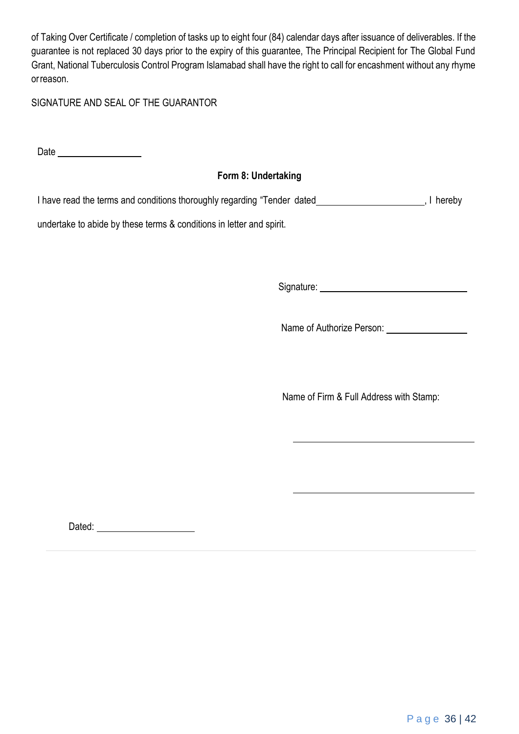of Taking Over Certificate / completion of tasks up to eight four (84) calendar days after issuance of deliverables. If the guarantee is not replaced 30 days prior to the expiry of this guarantee, The Principal Recipient for The Global Fund Grant, National Tuberculosis Control Program Islamabad shall have the right to call for encashment without any rhyme or reason.

SIGNATURE AND SEAL OF THE GUARANTOR

Date ________________

**Form 8: Undertaking**

I have read the terms and conditions thoroughly regarding "Tender dated____________________, I hereby undertake to abide by these terms & conditions in letter and spirit.

Signature: ____________________________

Name of Authorize Person: ________________

Name of Firm & Full Address with Stamp:

____________________________________

____________________________________

Dated: ____________________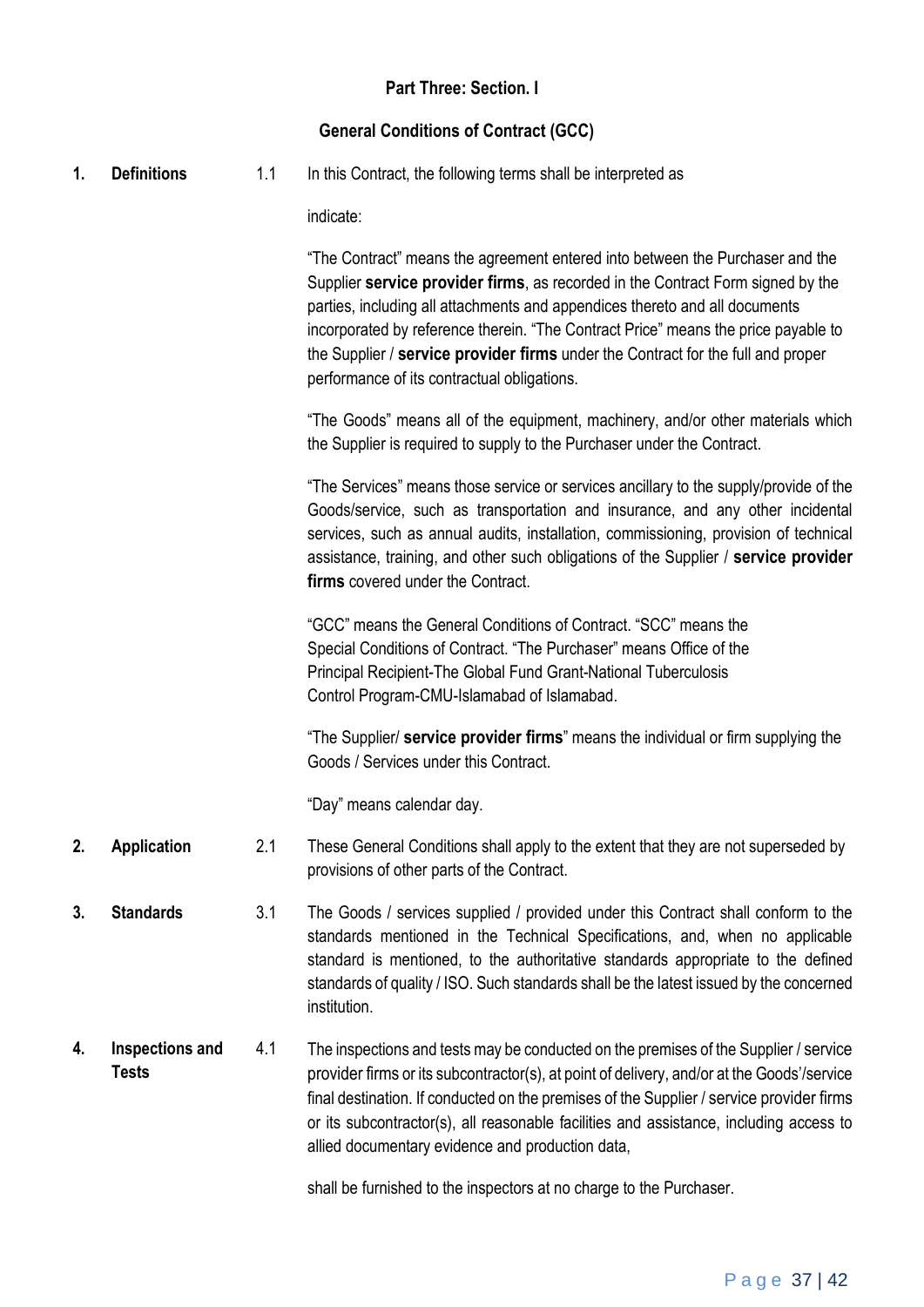**Part Three: Section. I**

**General Conditions of Contract (GCC)**

**1. Definitions**

1.1 In this Contract, the following terms shall be interpreted as indicate:

"The Contract" means the agreement entered into between the Purchaser and the Supplier **service provider firms**, as recorded in the Contract Form signed by the parties, including all attachments and appendices thereto and all documents incorporated by reference therein. "The Contract Price" means the price payable to the Supplier / **service provider firms** under the Contract for the full and proper performance of its contractual obligations.

"The Goods" means all of the equipment, machinery, and/or other materials which the Supplier is required to supply to the Purchaser under the Contract.

"The Services" means those service or services ancillary to the supply/provide of the Goods/service, such as transportation and insurance, and any other incidental services, such as annual audits, installation, commissioning, provision of technical assistance, training, and other such obligations of the Supplier / **service provider firms** covered under the Contract.

"GCC" means the General Conditions of Contract. "SCC" means the Special Conditions of Contract. "The Purchaser" means Office of the Principal Recipient-The Global Fund Grant-National Tuberculosis Control Program-CMU-Islamabad of Islamabad.

"The Supplier/ **service provider firms**" means the individual or firm supplying the Goods / Services under this Contract.

"Day" means calendar day.

**2. Application**

2.1 These General Conditions shall apply to the extent that they are not superseded by provisions of other parts of the Contract.

**3. Standards**

3.1 The Goods / services supplied / provided under this Contract shall conform to the standards mentioned in the Technical Specifications, and, when no applicable standard is mentioned, to the authoritative standards appropriate to the defined standards of quality / ISO. Such standards shall be the latest issued by the concerned institution.

**4. Inspections and Tests**

4.1 The inspections and tests may be conducted on the premises of the Supplier / service provider firms or its subcontractor(s), at point of delivery, and/or at the Goods'/service final destination. If conducted on the premises of the Supplier / service provider firms or its subcontractor(s), all reasonable facilities and assistance, including access to allied documentary evidence and production data,

shall be furnished to the inspectors at no charge to the Purchaser.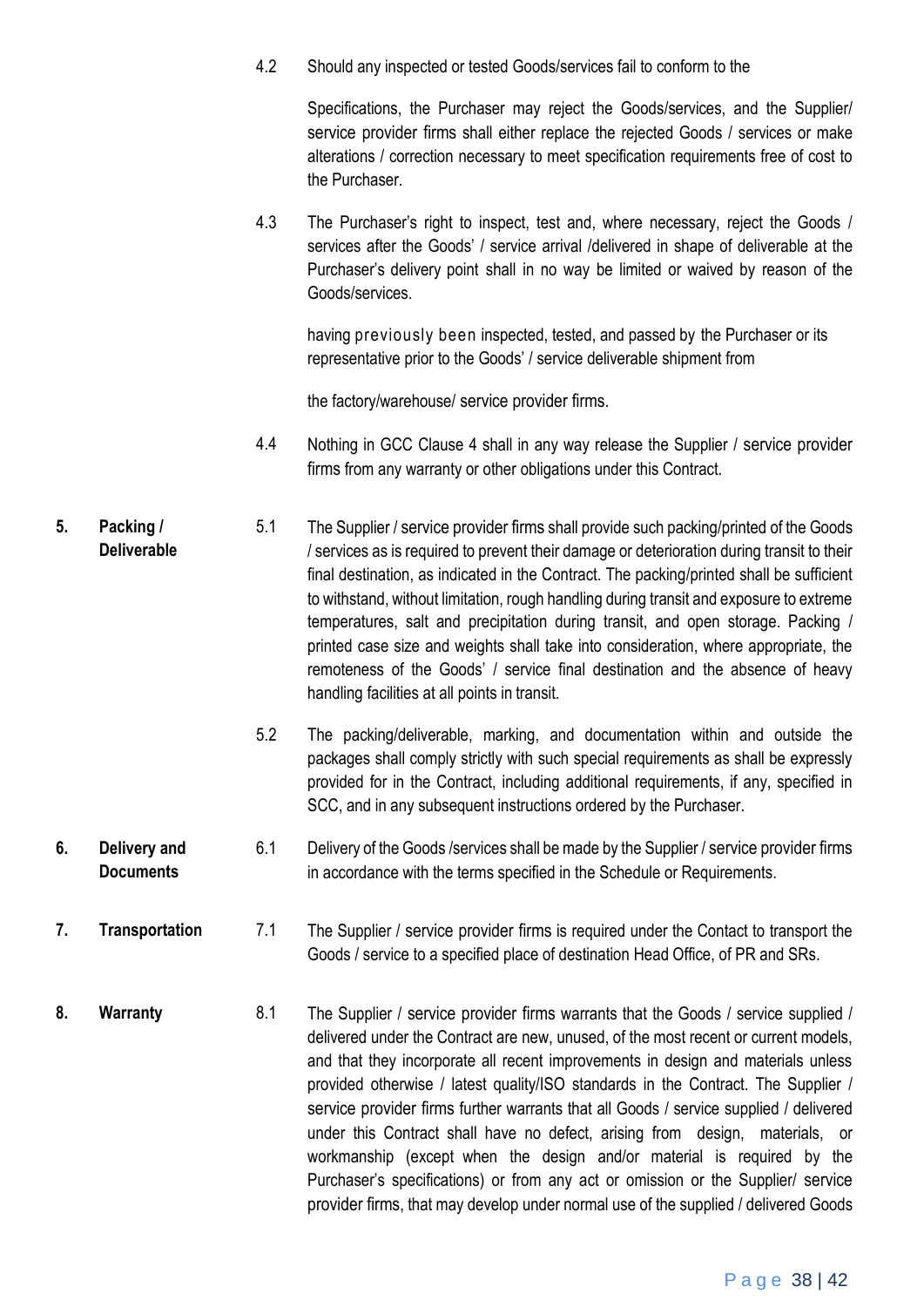4.2 Should any inspected or tested Goods/services fail to conform to the

Specifications, the Purchaser may reject the Goods/services, and the Supplier/ service provider firms shall either replace the rejected Goods / services or make alterations / correction necessary to meet specification requirements free of cost to the Purchaser.

4.3 The Purchaser's right to inspect, test and, where necessary, reject the Goods / services after the Goods' / service arrival /delivered in shape of deliverable at the Purchaser's delivery point shall in no way be limited or waived by reason of the Goods/services.

having previously been inspected, tested, and passed by the Purchaser or its representative prior to the Goods' / service deliverable shipment from

the factory/warehouse/ service provider firms.

4.4 Nothing in GCC Clause 4 shall in any way release the Supplier / service provider firms from any warranty or other obligations under this Contract.

**5. Packing / Deliverable**

5.1 The Supplier / service provider firms shall provide such packing/printed of the Goods / services as is required to prevent their damage or deterioration during transit to their final destination, as indicated in the Contract. The packing/printed shall be sufficient to withstand, without limitation, rough handling during transit and exposure to extreme temperatures, salt and precipitation during transit, and open storage. Packing / printed case size and weights shall take into consideration, where appropriate, the remoteness of the Goods' / service final destination and the absence of heavy handling facilities at all points in transit.

5.2 The packing/deliverable, marking, and documentation within and outside the packages shall comply strictly with such special requirements as shall be expressly provided for in the Contract, including additional requirements, if any, specified in SCC, and in any subsequent instructions ordered by the Purchaser.

**6. Delivery and Documents**

6.1 Delivery of the Goods /services shall be made by the Supplier / service provider firms in accordance with the terms specified in the Schedule or Requirements.

**7. Transportation**

7.1 The Supplier / service provider firms is required under the Contact to transport the Goods / service to a specified place of destination Head Office, of PR and SRs.

**8. Warranty**

8.1 The Supplier / service provider firms warrants that the Goods / service supplied / delivered under the Contract are new, unused, of the most recent or current models, and that they incorporate all recent improvements in design and materials unless provided otherwise / latest quality/ISO standards in the Contract. The Supplier / service provider firms further warrants that all Goods / service supplied / delivered under this Contract shall have no defect, arising from design, materials, or workmanship (except when the design and/or material is required by the Purchaser's specifications) or from any act or omission or the Supplier/ service provider firms, that may develop under normal use of the supplied / delivered Goods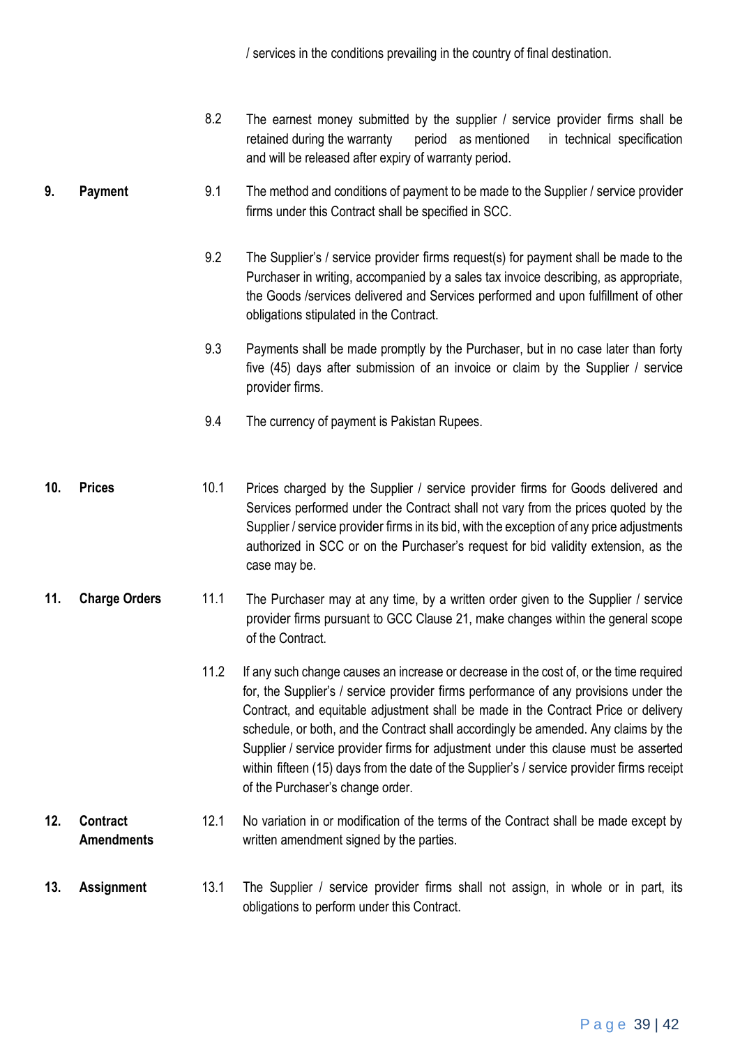/ services in the conditions prevailing in the country of final destination.

8.2 The earnest money submitted by the supplier / service provider firms shall be retained during the warranty period as mentioned in technical specification and will be released after expiry of warranty period.

**9. Payment**

9.1 The method and conditions of payment to be made to the Supplier / service provider firms under this Contract shall be specified in SCC.

9.2 The Supplier's / service provider firms request(s) for payment shall be made to the Purchaser in writing, accompanied by a sales tax invoice describing, as appropriate, the Goods /services delivered and Services performed and upon fulfillment of other obligations stipulated in the Contract.

9.3 Payments shall be made promptly by the Purchaser, but in no case later than forty five (45) days after submission of an invoice or claim by the Supplier / service provider firms.

9.4 The currency of payment is Pakistan Rupees.

**10. Prices**

10.1 Prices charged by the Supplier / service provider firms for Goods delivered and Services performed under the Contract shall not vary from the prices quoted by the Supplier / service provider firms in its bid, with the exception of any price adjustments authorized in SCC or on the Purchaser's request for bid validity extension, as the case may be.

**11. Charge Orders**

11.1 The Purchaser may at any time, by a written order given to the Supplier / service provider firms pursuant to GCC Clause 21, make changes within the general scope of the Contract.

11.2 If any such change causes an increase or decrease in the cost of, or the time required for, the Supplier's / service provider firms performance of any provisions under the Contract, and equitable adjustment shall be made in the Contract Price or delivery schedule, or both, and the Contract shall accordingly be amended. Any claims by the Supplier / service provider firms for adjustment under this clause must be asserted within fifteen (15) days from the date of the Supplier's / service provider firms receipt of the Purchaser's change order.

**12. Contract Amendments**

12.1 No variation in or modification of the terms of the Contract shall be made except by written amendment signed by the parties.

**13. Assignment**

13.1 The Supplier / service provider firms shall not assign, in whole or in part, its obligations to perform under this Contract.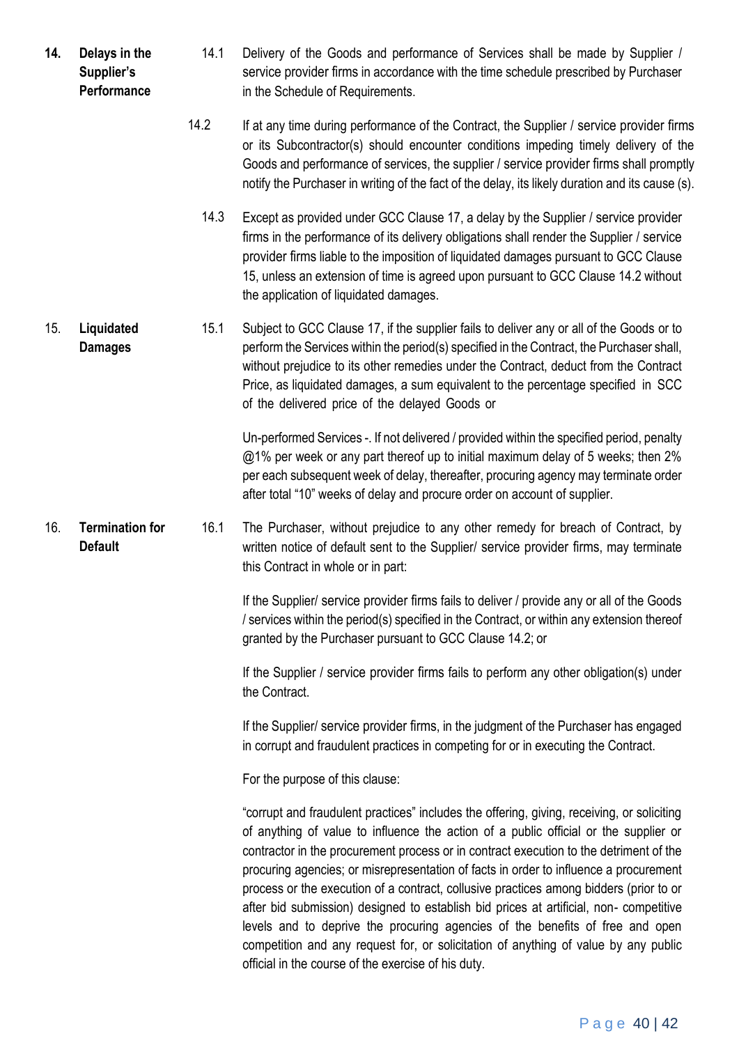**14. Delays in the Supplier's Performance**

14.1 Delivery of the Goods and performance of Services shall be made by Supplier / service provider firms in accordance with the time schedule prescribed by Purchaser in the Schedule of Requirements.

14.2 If at any time during performance of the Contract, the Supplier / service provider firms or its Subcontractor(s) should encounter conditions impeding timely delivery of the Goods and performance of services, the supplier / service provider firms shall promptly notify the Purchaser in writing of the fact of the delay, its likely duration and its cause (s).

14.3 Except as provided under GCC Clause 17, a delay by the Supplier / service provider firms in the performance of its delivery obligations shall render the Supplier / service provider firms liable to the imposition of liquidated damages pursuant to GCC Clause 15, unless an extension of time is agreed upon pursuant to GCC Clause 14.2 without the application of liquidated damages.

**15. Liquidated Damages**

15.1 Subject to GCC Clause 17, if the supplier fails to deliver any or all of the Goods or to perform the Services within the period(s) specified in the Contract, the Purchaser shall, without prejudice to its other remedies under the Contract, deduct from the Contract Price, as liquidated damages, a sum equivalent to the percentage specified in SCC of the delivered price of the delayed Goods or

Un-performed Services -. If not delivered / provided within the specified period, penalty @1% per week or any part thereof up to initial maximum delay of 5 weeks; then 2% per each subsequent week of delay, thereafter, procuring agency may terminate order after total "10" weeks of delay and procure order on account of supplier.

**16. Termination for Default**

16.1 The Purchaser, without prejudice to any other remedy for breach of Contract, by written notice of default sent to the Supplier/ service provider firms, may terminate this Contract in whole or in part:

If the Supplier/ service provider firms fails to deliver / provide any or all of the Goods / services within the period(s) specified in the Contract, or within any extension thereof granted by the Purchaser pursuant to GCC Clause 14.2; or

If the Supplier / service provider firms fails to perform any other obligation(s) under the Contract.

If the Supplier/ service provider firms, in the judgment of the Purchaser has engaged in corrupt and fraudulent practices in competing for or in executing the Contract.

For the purpose of this clause:

"corrupt and fraudulent practices" includes the offering, giving, receiving, or soliciting of anything of value to influence the action of a public official or the supplier or contractor in the procurement process or in contract execution to the detriment of the procuring agencies; or misrepresentation of facts in order to influence a procurement process or the execution of a contract, collusive practices among bidders (prior to or after bid submission) designed to establish bid prices at artificial, non- competitive levels and to deprive the procuring agencies of the benefits of free and open competition and any request for, or solicitation of anything of value by any public official in the course of the exercise of his duty.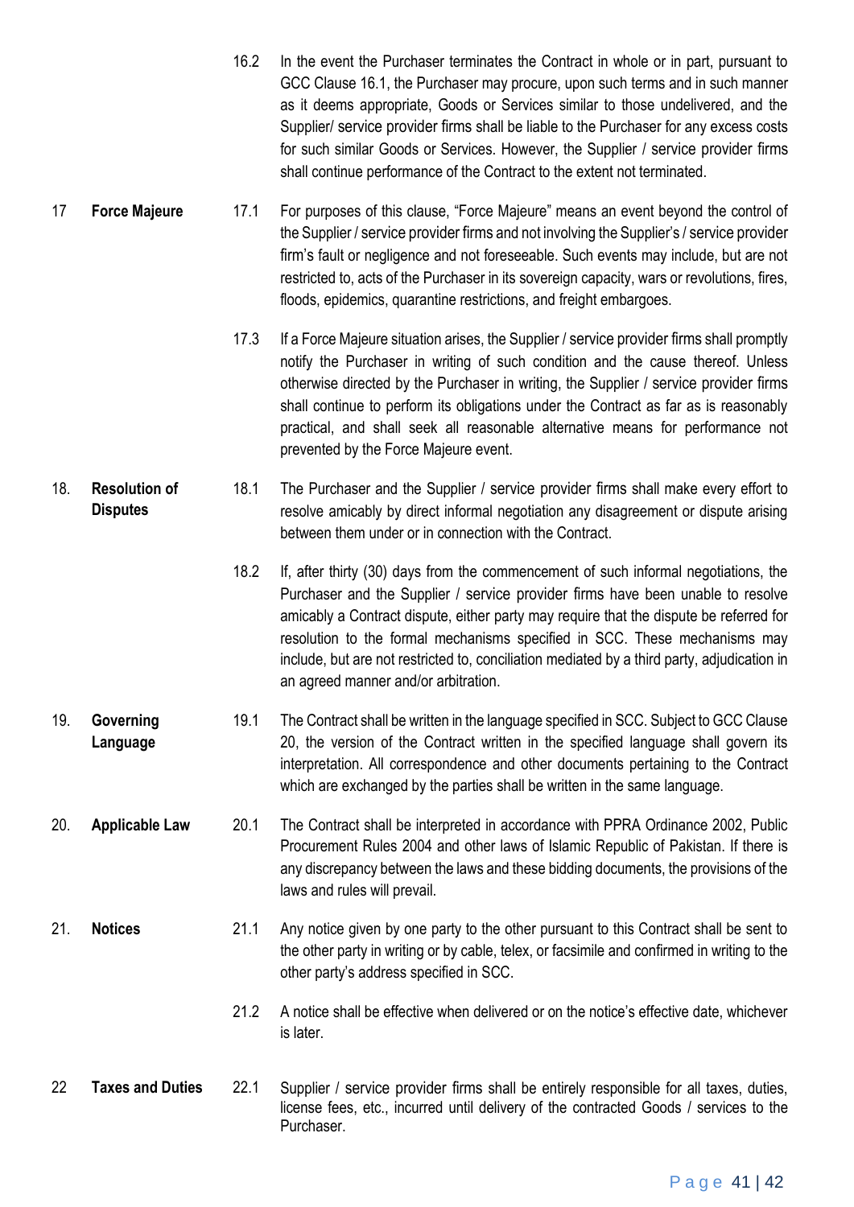| | | | |
|---|---|---|---|
| | | 16.2 | In the event the Purchaser terminates the Contract in whole or in part, pursuant to GCC Clause 16.1, the Purchaser may procure, upon such terms and in such manner as it deems appropriate, Goods or Services similar to those undelivered, and the Supplier/ service provider firms shall be liable to the Purchaser for any excess costs for such similar Goods or Services. However, the Supplier / service provider firms shall continue performance of the Contract to the extent not terminated. |
| 17 | **Force Majeure** | 17.1 | For purposes of this clause, "Force Majeure" means an event beyond the control of the Supplier / service provider firms and not involving the Supplier's / service provider firm's fault or negligence and not foreseeable. Such events may include, but are not restricted to, acts of the Purchaser in its sovereign capacity, wars or revolutions, fires, floods, epidemics, quarantine restrictions, and freight embargoes. |
| | | 17.3 | If a Force Majeure situation arises, the Supplier / service provider firms shall promptly notify the Purchaser in writing of such condition and the cause thereof. Unless otherwise directed by the Purchaser in writing, the Supplier / service provider firms shall continue to perform its obligations under the Contract as far as is reasonably practical, and shall seek all reasonable alternative means for performance not prevented by the Force Majeure event. |
| 18. | **Resolution of Disputes** | 18.1 | The Purchaser and the Supplier / service provider firms shall make every effort to resolve amicably by direct informal negotiation any disagreement or dispute arising between them under or in connection with the Contract. |
| | | 18.2 | If, after thirty (30) days from the commencement of such informal negotiations, the Purchaser and the Supplier / service provider firms have been unable to resolve amicably a Contract dispute, either party may require that the dispute be referred for resolution to the formal mechanisms specified in SCC. These mechanisms may include, but are not restricted to, conciliation mediated by a third party, adjudication in an agreed manner and/or arbitration. |
| 19. | **Governing Language** | 19.1 | The Contract shall be written in the language specified in SCC. Subject to GCC Clause 20, the version of the Contract written in the specified language shall govern its interpretation. All correspondence and other documents pertaining to the Contract which are exchanged by the parties shall be written in the same language. |
| 20. | **Applicable Law** | 20.1 | The Contract shall be interpreted in accordance with PPRA Ordinance 2002, Public Procurement Rules 2004 and other laws of Islamic Republic of Pakistan. If there is any discrepancy between the laws and these bidding documents, the provisions of the laws and rules will prevail. |
| 21. | **Notices** | 21.1 | Any notice given by one party to the other pursuant to this Contract shall be sent to the other party in writing or by cable, telex, or facsimile and confirmed in writing to the other party's address specified in SCC. |
| | | 21.2 | A notice shall be effective when delivered or on the notice's effective date, whichever is later. |
| 22 | **Taxes and Duties** | 22.1 | Supplier / service provider firms shall be entirely responsible for all taxes, duties, license fees, etc., incurred until delivery of the contracted Goods / services to the Purchaser. |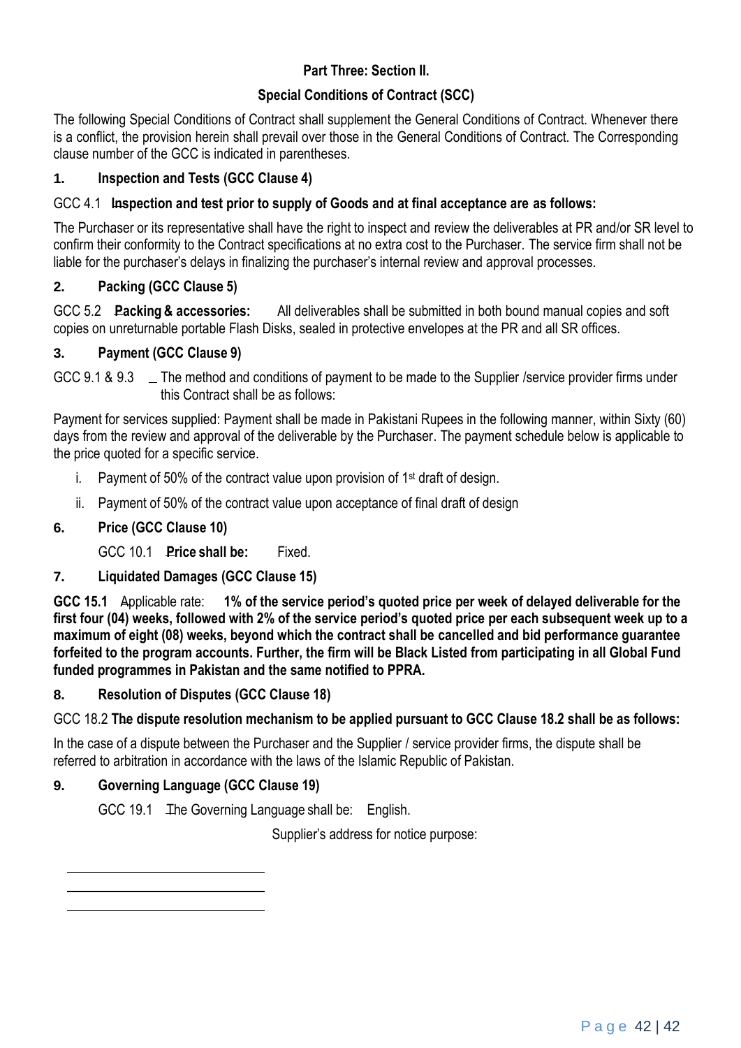**Part Three: Section II.**

**Special Conditions of Contract (SCC)**

The following Special Conditions of Contract shall supplement the General Conditions of Contract. Whenever there is a conflict, the provision herein shall prevail over those in the General Conditions of Contract. The Corresponding clause number of the GCC is indicated in parentheses.

**1. Inspection and Tests (GCC Clause 4)**

GCC 4.1 **Inspection and test prior to supply of Goods and at final acceptance are as follows:**

The Purchaser or its representative shall have the right to inspect and review the deliverables at PR and/or SR level to confirm their conformity to the Contract specifications at no extra cost to the Purchaser. The service firm shall not be liable for the purchaser's delays in finalizing the purchaser's internal review and approval processes.

**2. Packing (GCC Clause 5)**

GCC 5.2 **Packing & accessories:** All deliverables shall be submitted in both bound manual copies and soft copies on unreturnable portable Flash Disks, sealed in protective envelopes at the PR and all SR offices.

**3. Payment (GCC Clause 9)**

GCC 9.1 & 9.3 The method and conditions of payment to be made to the Supplier /service provider firms under this Contract shall be as follows:

Payment for services supplied: Payment shall be made in Pakistani Rupees in the following manner, within Sixty (60) days from the review and approval of the deliverable by the Purchaser. The payment schedule below is applicable to the price quoted for a specific service.

i. Payment of 50% of the contract value upon provision of 1st draft of design.

ii. Payment of 50% of the contract value upon acceptance of final draft of design

**6. Price (GCC Clause 10)**

GCC 10.1 **Price shall be:** Fixed.

**7. Liquidated Damages (GCC Clause 15)**

**GCC 15.1** Applicable rate: **1% of the service period's quoted price per week of delayed deliverable for the first four (04) weeks, followed with 2% of the service period's quoted price per each subsequent week up to a maximum of eight (08) weeks, beyond which the contract shall be cancelled and bid performance guarantee forfeited to the program accounts. Further, the firm will be Black Listed from participating in all Global Fund funded programmes in Pakistan and the same notified to PPRA.**

**8. Resolution of Disputes (GCC Clause 18)**

GCC 18.2 **The dispute resolution mechanism to be applied pursuant to GCC Clause 18.2 shall be as follows:**

In the case of a dispute between the Purchaser and the Supplier / service provider firms, the dispute shall be referred to arbitration in accordance with the laws of the Islamic Republic of Pakistan.

**9. Governing Language (GCC Clause 19)**

GCC 19.1 The Governing Language shall be: English.

Supplier's address for notice purpose:

\_\_\_\_\_\_\_\_\_\_\_\_\_\_\_\_\_\_\_\_\_\_\_\_\_\_\_\_

\_\_\_\_\_\_\_\_\_\_\_\_\_\_\_\_\_\_\_\_\_\_\_\_\_\_\_\_

\_\_\_\_\_\_\_\_\_\_\_\_\_\_\_\_\_\_\_\_\_\_\_\_\_\_\_\_